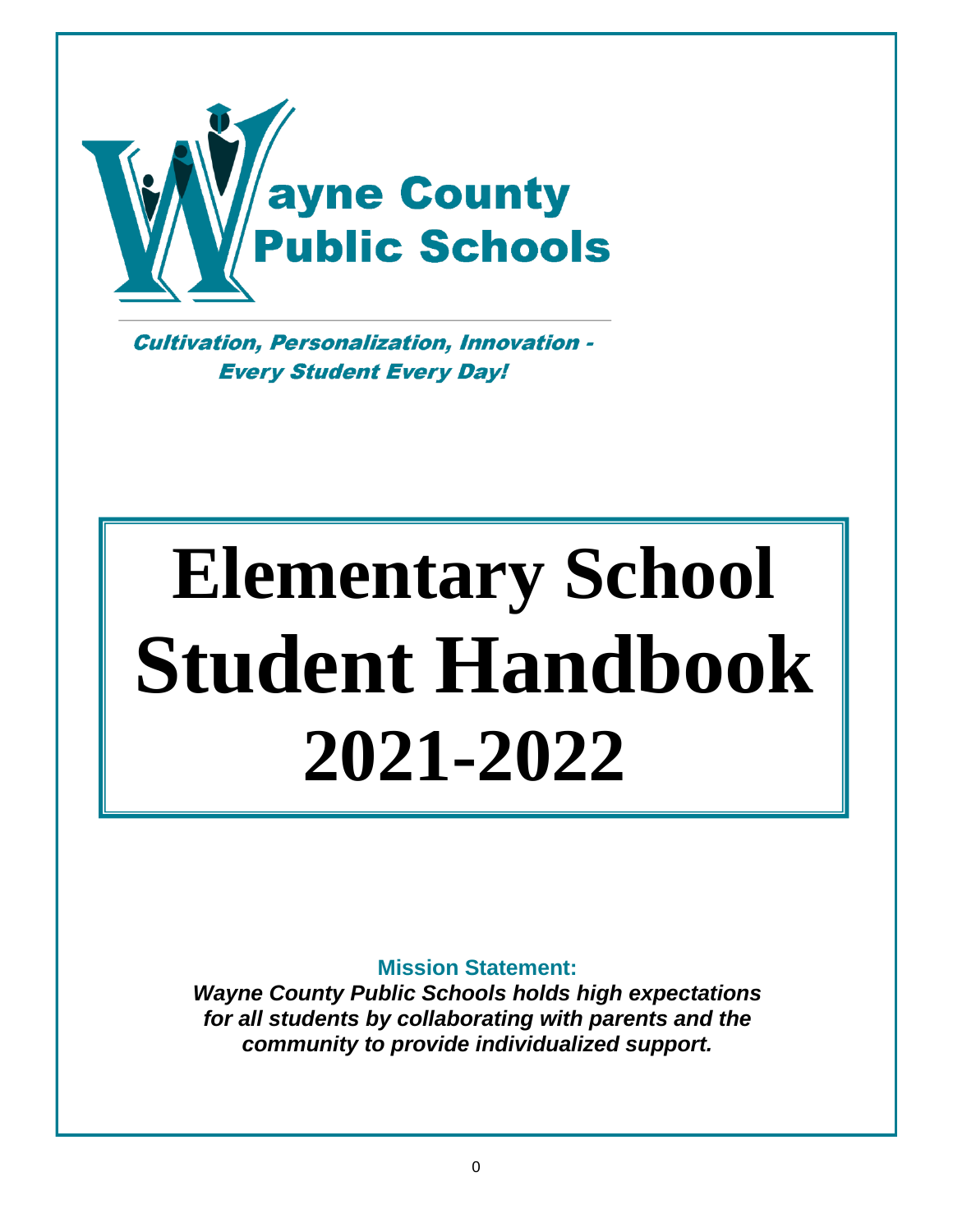# Wayne County Public Schools

***Cultivation, Personalization, Innovation - Every Student Every Day!***

# Elementary School Student Handbook 2021-2022

**Mission Statement:**

***Wayne County Public Schools holds high expectations for all students by collaborating with parents and the community to provide individualized support.***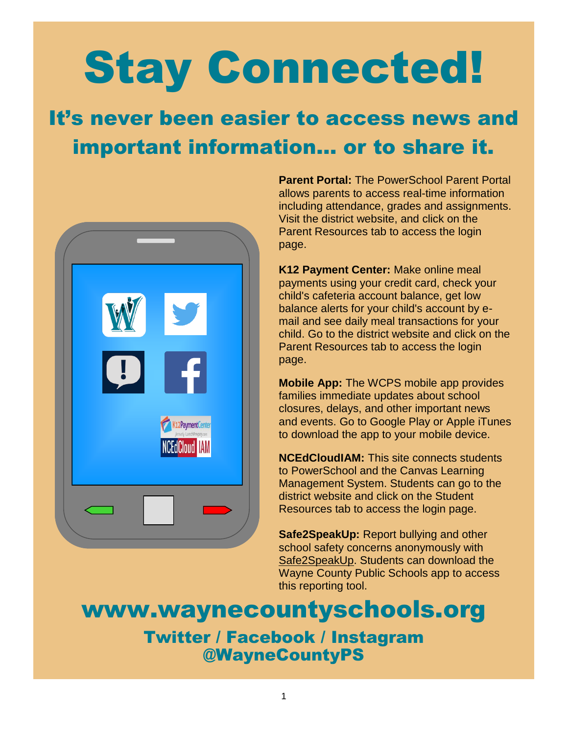# Stay Connected!

## It's never been easier to access news and important information... or to share it.

**Parent Portal:** The PowerSchool Parent Portal allows parents to access real-time information including attendance, grades and assignments. Visit the district website, and click on the Parent Resources tab to access the login page.

**K12 Payment Center:** Make online meal payments using your credit card, check your child's cafeteria account balance, get low balance alerts for your child's account by e-mail and see daily meal transactions for your child. Go to the district website and click on the Parent Resources tab to access the login page.

**Mobile App:** The WCPS mobile app provides families immediate updates about school closures, delays, and other important news and events. Go to Google Play or Apple iTunes to download the app to your mobile device.

**NCEdCloudIAM:** This site connects students to PowerSchool and the Canvas Learning Management System. Students can go to the district website and click on the Student Resources tab to access the login page.

**Safe2SpeakUp:** Report bullying and other school safety concerns anonymously with Safe2SpeakUp. Students can download the Wayne County Public Schools app to access this reporting tool.

## www.waynecountyschools.org

### Twitter / Facebook / Instagram
### @WayneCountyPS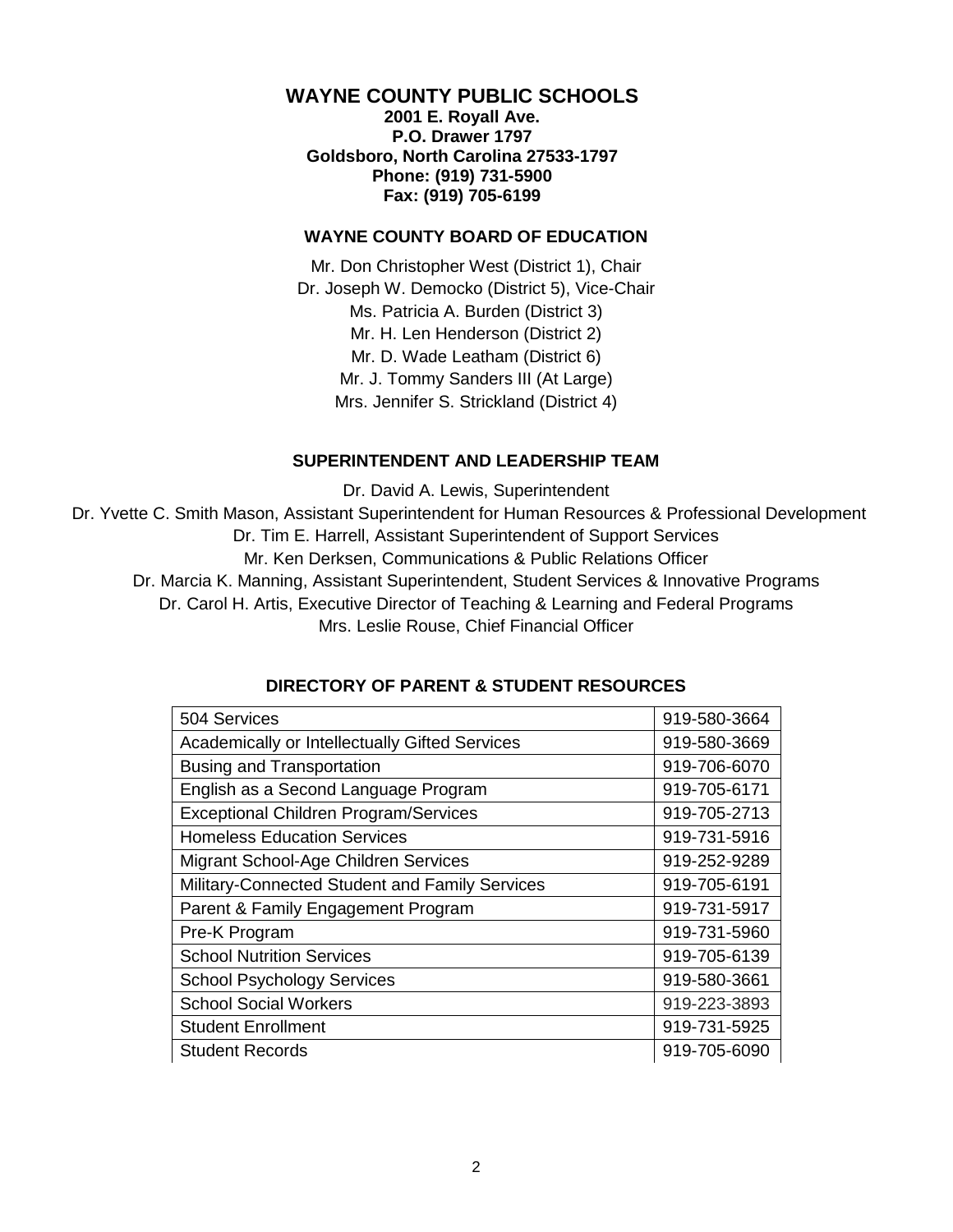# WAYNE COUNTY PUBLIC SCHOOLS

**2001 E. Royall Ave.**
**P.O. Drawer 1797**
**Goldsboro, North Carolina 27533-1797**
**Phone: (919) 731-5900**
**Fax: (919) 705-6199**

## WAYNE COUNTY BOARD OF EDUCATION

Mr. Don Christopher West (District 1), Chair
Dr. Joseph W. Democko (District 5), Vice-Chair
Ms. Patricia A. Burden (District 3)
Mr. H. Len Henderson (District 2)
Mr. D. Wade Leatham (District 6)
Mr. J. Tommy Sanders III (At Large)
Mrs. Jennifer S. Strickland (District 4)

## SUPERINTENDENT AND LEADERSHIP TEAM

Dr. David A. Lewis, Superintendent
Dr. Yvette C. Smith Mason, Assistant Superintendent for Human Resources & Professional Development
Dr. Tim E. Harrell, Assistant Superintendent of Support Services
Mr. Ken Derksen, Communications & Public Relations Officer
Dr. Marcia K. Manning, Assistant Superintendent, Student Services & Innovative Programs
Dr. Carol H. Artis, Executive Director of Teaching & Learning and Federal Programs
Mrs. Leslie Rouse, Chief Financial Officer

## DIRECTORY OF PARENT & STUDENT RESOURCES

| Service | Phone |
|---|---|
| 504 Services | 919-580-3664 |
| Academically or Intellectually Gifted Services | 919-580-3669 |
| Busing and Transportation | 919-706-6070 |
| English as a Second Language Program | 919-705-6171 |
| Exceptional Children Program/Services | 919-705-2713 |
| Homeless Education Services | 919-731-5916 |
| Migrant School-Age Children Services | 919-252-9289 |
| Military-Connected Student and Family Services | 919-705-6191 |
| Parent & Family Engagement Program | 919-731-5917 |
| Pre-K Program | 919-731-5960 |
| School Nutrition Services | 919-705-6139 |
| School Psychology Services | 919-580-3661 |
| School Social Workers | 919-223-3893 |
| Student Enrollment | 919-731-5925 |
| Student Records | 919-705-6090 |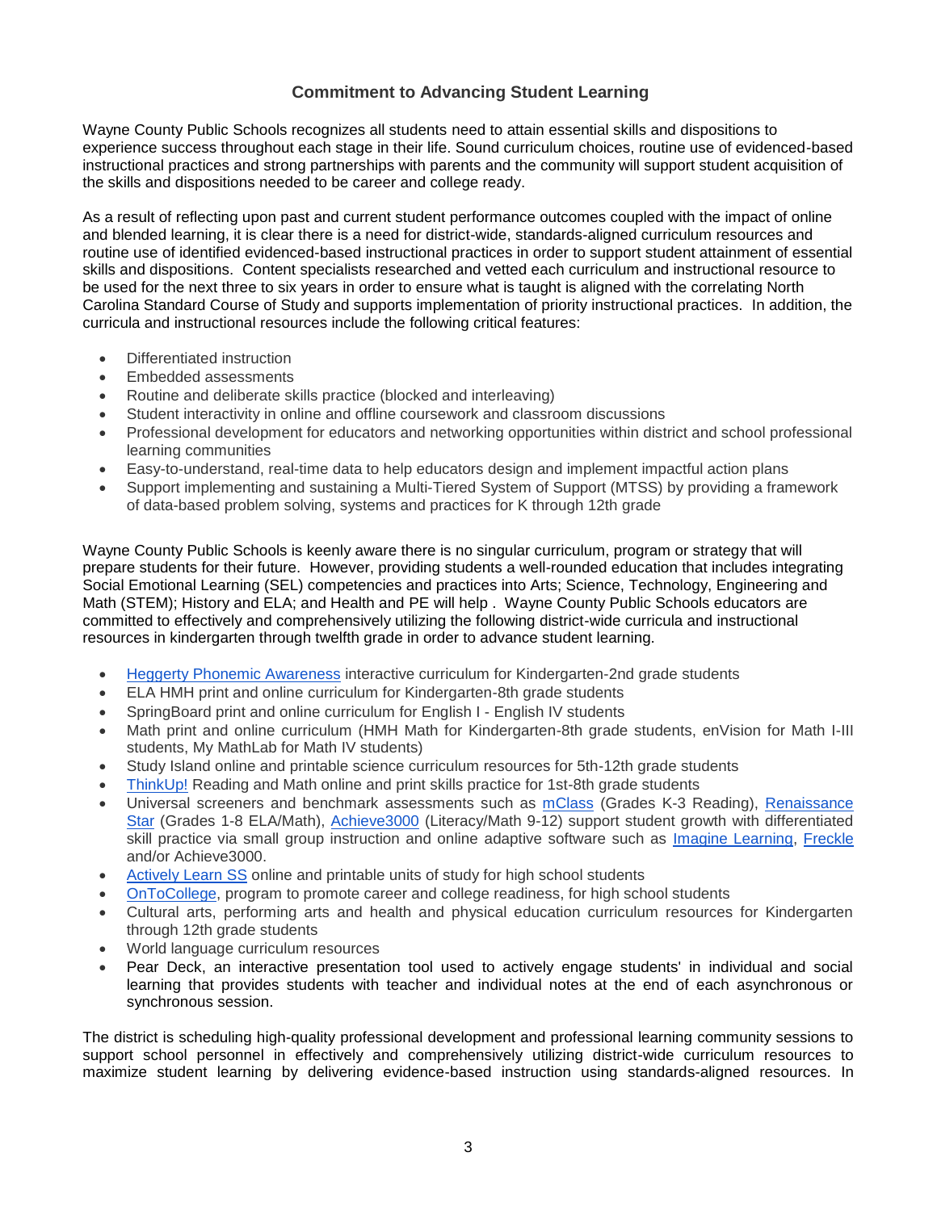## Commitment to Advancing Student Learning

Wayne County Public Schools recognizes all students need to attain essential skills and dispositions to experience success throughout each stage in their life. Sound curriculum choices, routine use of evidenced-based instructional practices and strong partnerships with parents and the community will support student acquisition of the skills and dispositions needed to be career and college ready.

As a result of reflecting upon past and current student performance outcomes coupled with the impact of online and blended learning, it is clear there is a need for district-wide, standards-aligned curriculum resources and routine use of identified evidenced-based instructional practices in order to support student attainment of essential skills and dispositions. Content specialists researched and vetted each curriculum and instructional resource to be used for the next three to six years in order to ensure what is taught is aligned with the correlating North Carolina Standard Course of Study and supports implementation of priority instructional practices. In addition, the curricula and instructional resources include the following critical features:

- Differentiated instruction
- Embedded assessments
- Routine and deliberate skills practice (blocked and interleaving)
- Student interactivity in online and offline coursework and classroom discussions
- Professional development for educators and networking opportunities within district and school professional learning communities
- Easy-to-understand, real-time data to help educators design and implement impactful action plans
- Support implementing and sustaining a Multi-Tiered System of Support (MTSS) by providing a framework of data-based problem solving, systems and practices for K through 12th grade

Wayne County Public Schools is keenly aware there is no singular curriculum, program or strategy that will prepare students for their future. However, providing students a well-rounded education that includes integrating Social Emotional Learning (SEL) competencies and practices into Arts; Science, Technology, Engineering and Math (STEM); History and ELA; and Health and PE will help . Wayne County Public Schools educators are committed to effectively and comprehensively utilizing the following district-wide curricula and instructional resources in kindergarten through twelfth grade in order to advance student learning.

- Heggerty Phonemic Awareness interactive curriculum for Kindergarten-2nd grade students
- ELA HMH print and online curriculum for Kindergarten-8th grade students
- SpringBoard print and online curriculum for English I - English IV students
- Math print and online curriculum (HMH Math for Kindergarten-8th grade students, enVision for Math I-III students, My MathLab for Math IV students)
- Study Island online and printable science curriculum resources for 5th-12th grade students
- ThinkUp! Reading and Math online and print skills practice for 1st-8th grade students
- Universal screeners and benchmark assessments such as mClass (Grades K-3 Reading), Renaissance Star (Grades 1-8 ELA/Math), Achieve3000 (Literacy/Math 9-12) support student growth with differentiated skill practice via small group instruction and online adaptive software such as Imagine Learning, Freckle and/or Achieve3000.
- Actively Learn SS online and printable units of study for high school students
- OnToCollege, program to promote career and college readiness, for high school students
- Cultural arts, performing arts and health and physical education curriculum resources for Kindergarten through 12th grade students
- World language curriculum resources
- Pear Deck, an interactive presentation tool used to actively engage students' in individual and social learning that provides students with teacher and individual notes at the end of each asynchronous or synchronous session.

The district is scheduling high-quality professional development and professional learning community sessions to support school personnel in effectively and comprehensively utilizing district-wide curriculum resources to maximize student learning by delivering evidence-based instruction using standards-aligned resources. In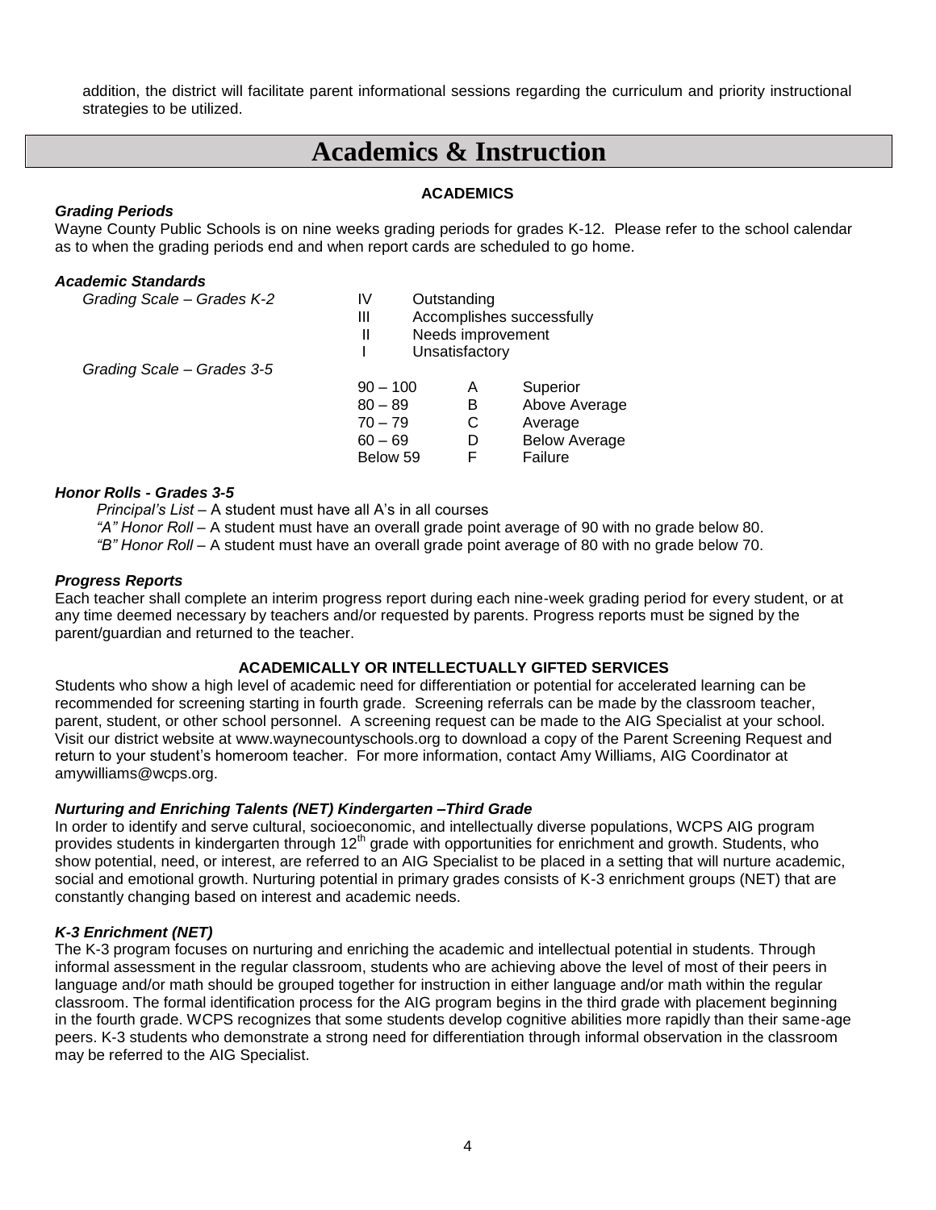addition, the district will facilitate parent informational sessions regarding the curriculum and priority instructional strategies to be utilized.

# Academics & Instruction

## ACADEMICS

***Grading Periods***

Wayne County Public Schools is on nine weeks grading periods for grades K-12. Please refer to the school calendar as to when the grading periods end and when report cards are scheduled to go home.

***Academic Standards***

*Grading Scale – Grades K-2*

| | |
|---|---|
| IV | Outstanding |
| III | Accomplishes successfully |
| II | Needs improvement |
| I | Unsatisfactory |

*Grading Scale – Grades 3-5*

| | | |
|---|---|---|
| 90 – 100 | A | Superior |
| 80 – 89 | B | Above Average |
| 70 – 79 | C | Average |
| 60 – 69 | D | Below Average |
| Below 59 | F | Failure |

***Honor Rolls - Grades 3-5***

*Principal's List* – A student must have all A's in all courses

*"A" Honor Roll* – A student must have an overall grade point average of 90 with no grade below 80.

*"B" Honor Roll* – A student must have an overall grade point average of 80 with no grade below 70.

***Progress Reports***

Each teacher shall complete an interim progress report during each nine-week grading period for every student, or at any time deemed necessary by teachers and/or requested by parents. Progress reports must be signed by the parent/guardian and returned to the teacher.

## ACADEMICALLY OR INTELLECTUALLY GIFTED SERVICES

Students who show a high level of academic need for differentiation or potential for accelerated learning can be recommended for screening starting in fourth grade. Screening referrals can be made by the classroom teacher, parent, student, or other school personnel. A screening request can be made to the AIG Specialist at your school. Visit our district website at www.waynecountyschools.org to download a copy of the Parent Screening Request and return to your student's homeroom teacher. For more information, contact Amy Williams, AIG Coordinator at amywilliams@wcps.org.

***Nurturing and Enriching Talents (NET) Kindergarten –Third Grade***

In order to identify and serve cultural, socioeconomic, and intellectually diverse populations, WCPS AIG program provides students in kindergarten through 12th grade with opportunities for enrichment and growth. Students, who show potential, need, or interest, are referred to an AIG Specialist to be placed in a setting that will nurture academic, social and emotional growth. Nurturing potential in primary grades consists of K-3 enrichment groups (NET) that are constantly changing based on interest and academic needs.

***K-3 Enrichment (NET)***

The K-3 program focuses on nurturing and enriching the academic and intellectual potential in students. Through informal assessment in the regular classroom, students who are achieving above the level of most of their peers in language and/or math should be grouped together for instruction in either language and/or math within the regular classroom. The formal identification process for the AIG program begins in the third grade with placement beginning in the fourth grade. WCPS recognizes that some students develop cognitive abilities more rapidly than their same-age peers. K-3 students who demonstrate a strong need for differentiation through informal observation in the classroom may be referred to the AIG Specialist.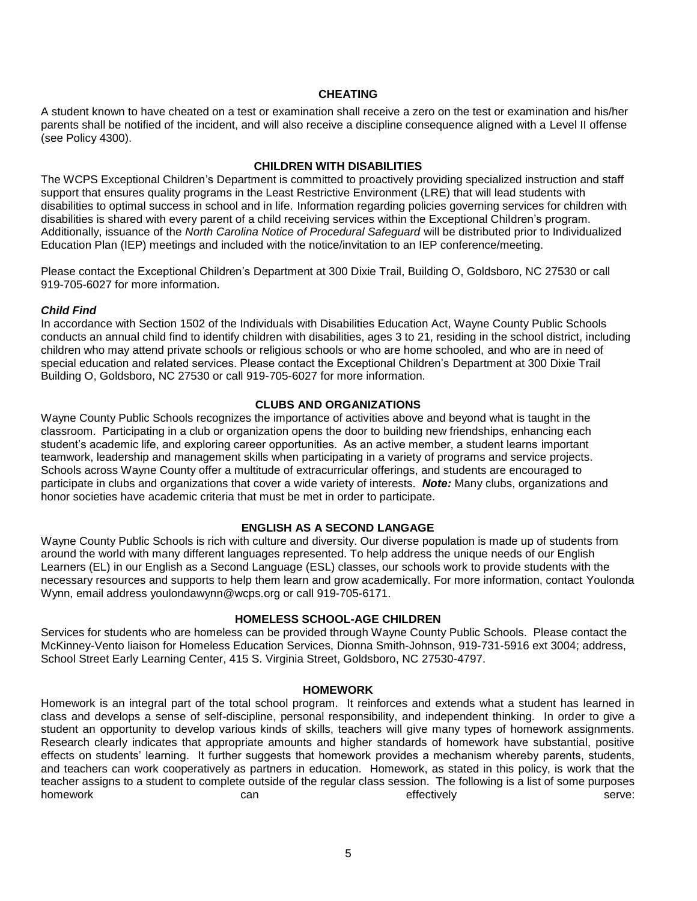## CHEATING

A student known to have cheated on a test or examination shall receive a zero on the test or examination and his/her parents shall be notified of the incident, and will also receive a discipline consequence aligned with a Level II offense (see Policy 4300).

## CHILDREN WITH DISABILITIES

The WCPS Exceptional Children's Department is committed to proactively providing specialized instruction and staff support that ensures quality programs in the Least Restrictive Environment (LRE) that will lead students with disabilities to optimal success in school and in life. Information regarding policies governing services for children with disabilities is shared with every parent of a child receiving services within the Exceptional Children's program. Additionally, issuance of the *North Carolina Notice of Procedural Safeguard* will be distributed prior to Individualized Education Plan (IEP) meetings and included with the notice/invitation to an IEP conference/meeting.

Please contact the Exceptional Children's Department at 300 Dixie Trail, Building O, Goldsboro, NC 27530 or call 919-705-6027 for more information.

### *Child Find*

In accordance with Section 1502 of the Individuals with Disabilities Education Act, Wayne County Public Schools conducts an annual child find to identify children with disabilities, ages 3 to 21, residing in the school district, including children who may attend private schools or religious schools or who are home schooled, and who are in need of special education and related services. Please contact the Exceptional Children's Department at 300 Dixie Trail Building O, Goldsboro, NC 27530 or call 919-705-6027 for more information.

## CLUBS AND ORGANIZATIONS

Wayne County Public Schools recognizes the importance of activities above and beyond what is taught in the classroom. Participating in a club or organization opens the door to building new friendships, enhancing each student's academic life, and exploring career opportunities. As an active member, a student learns important teamwork, leadership and management skills when participating in a variety of programs and service projects. Schools across Wayne County offer a multitude of extracurricular offerings, and students are encouraged to participate in clubs and organizations that cover a wide variety of interests. ***Note:*** Many clubs, organizations and honor societies have academic criteria that must be met in order to participate.

## ENGLISH AS A SECOND LANGAGE

Wayne County Public Schools is rich with culture and diversity. Our diverse population is made up of students from around the world with many different languages represented. To help address the unique needs of our English Learners (EL) in our English as a Second Language (ESL) classes, our schools work to provide students with the necessary resources and supports to help them learn and grow academically. For more information, contact Youlonda Wynn, email address youlondawynn@wcps.org or call 919-705-6171.

## HOMELESS SCHOOL-AGE CHILDREN

Services for students who are homeless can be provided through Wayne County Public Schools. Please contact the McKinney-Vento liaison for Homeless Education Services, Dionna Smith-Johnson, 919-731-5916 ext 3004; address, School Street Early Learning Center, 415 S. Virginia Street, Goldsboro, NC 27530-4797.

## HOMEWORK

Homework is an integral part of the total school program. It reinforces and extends what a student has learned in class and develops a sense of self-discipline, personal responsibility, and independent thinking. In order to give a student an opportunity to develop various kinds of skills, teachers will give many types of homework assignments. Research clearly indicates that appropriate amounts and higher standards of homework have substantial, positive effects on students' learning. It further suggests that homework provides a mechanism whereby parents, students, and teachers can work cooperatively as partners in education. Homework, as stated in this policy, is work that the teacher assigns to a student to complete outside of the regular class session. The following is a list of some purposes homework can effectively serve: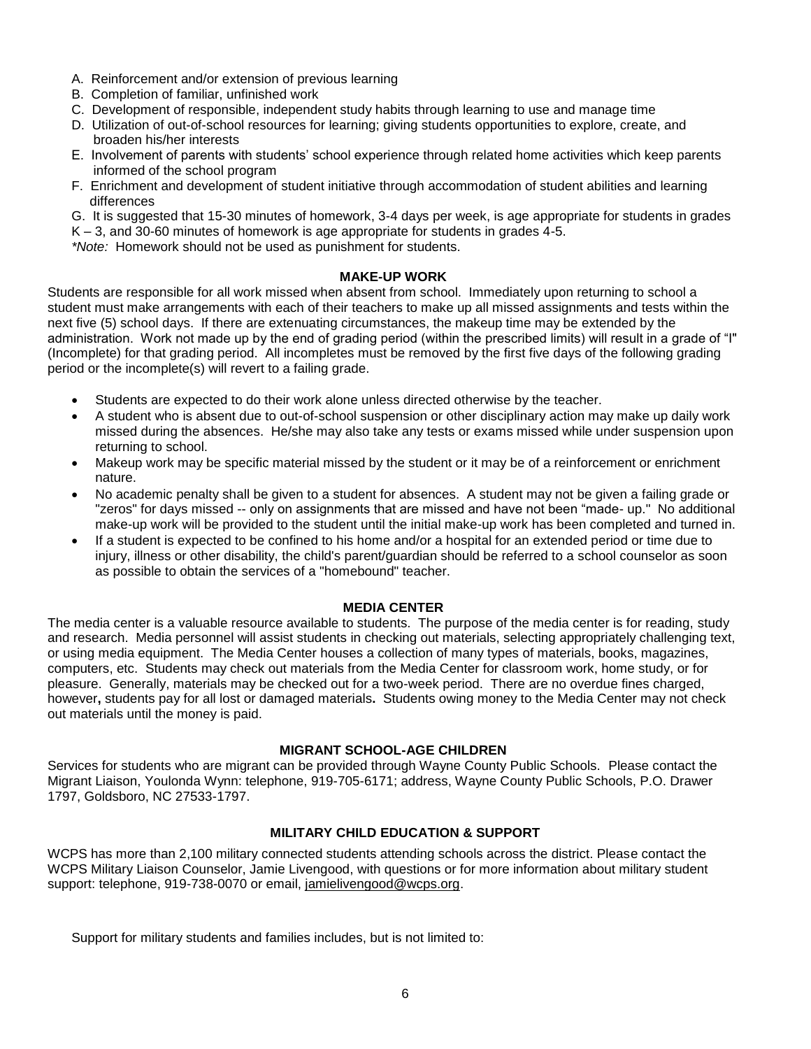A. Reinforcement and/or extension of previous learning
B. Completion of familiar, unfinished work
C. Development of responsible, independent study habits through learning to use and manage time
D. Utilization of out-of-school resources for learning; giving students opportunities to explore, create, and broaden his/her interests
E. Involvement of parents with students' school experience through related home activities which keep parents informed of the school program
F. Enrichment and development of student initiative through accommodation of student abilities and learning differences
G. It is suggested that 15-30 minutes of homework, 3-4 days per week, is age appropriate for students in grades K – 3, and 30-60 minutes of homework is age appropriate for students in grades 4-5.

*\*Note:* Homework should not be used as punishment for students.

### MAKE-UP WORK

Students are responsible for all work missed when absent from school. Immediately upon returning to school a student must make arrangements with each of their teachers to make up all missed assignments and tests within the next five (5) school days. If there are extenuating circumstances, the makeup time may be extended by the administration. Work not made up by the end of grading period (within the prescribed limits) will result in a grade of "I" (Incomplete) for that grading period. All incompletes must be removed by the first five days of the following grading period or the incomplete(s) will revert to a failing grade.

- Students are expected to do their work alone unless directed otherwise by the teacher.
- A student who is absent due to out-of-school suspension or other disciplinary action may make up daily work missed during the absences. He/she may also take any tests or exams missed while under suspension upon returning to school.
- Makeup work may be specific material missed by the student or it may be of a reinforcement or enrichment nature.
- No academic penalty shall be given to a student for absences. A student may not be given a failing grade or "zeros" for days missed -- only on assignments that are missed and have not been "made- up." No additional make-up work will be provided to the student until the initial make-up work has been completed and turned in.
- If a student is expected to be confined to his home and/or a hospital for an extended period or time due to injury, illness or other disability, the child's parent/guardian should be referred to a school counselor as soon as possible to obtain the services of a "homebound" teacher.

### MEDIA CENTER

The media center is a valuable resource available to students. The purpose of the media center is for reading, study and research. Media personnel will assist students in checking out materials, selecting appropriately challenging text, or using media equipment. The Media Center houses a collection of many types of materials, books, magazines, computers, etc. Students may check out materials from the Media Center for classroom work, home study, or for pleasure. Generally, materials may be checked out for a two-week period. There are no overdue fines charged, however**,** students pay for all lost or damaged materials**.** Students owing money to the Media Center may not check out materials until the money is paid.

### MIGRANT SCHOOL-AGE CHILDREN

Services for students who are migrant can be provided through Wayne County Public Schools. Please contact the Migrant Liaison, Youlonda Wynn: telephone, 919-705-6171; address, Wayne County Public Schools, P.O. Drawer 1797, Goldsboro, NC 27533-1797.

### MILITARY CHILD EDUCATION & SUPPORT

WCPS has more than 2,100 military connected students attending schools across the district. Please contact the WCPS Military Liaison Counselor, Jamie Livengood, with questions or for more information about military student support: telephone, 919-738-0070 or email, jamielivengood@wcps.org.

Support for military students and families includes, but is not limited to: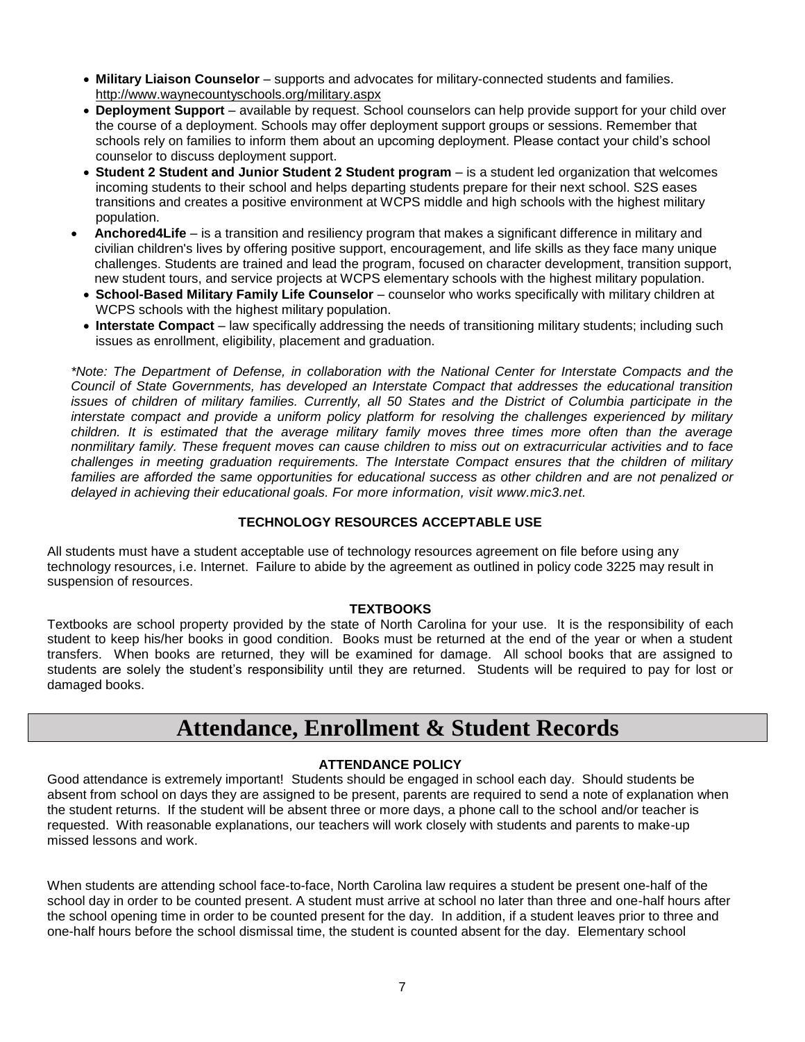- **Military Liaison Counselor** – supports and advocates for military-connected students and families. http://www.waynecountyschools.org/military.aspx
- **Deployment Support** – available by request. School counselors can help provide support for your child over the course of a deployment. Schools may offer deployment support groups or sessions. Remember that schools rely on families to inform them about an upcoming deployment. Please contact your child's school counselor to discuss deployment support.
- **Student 2 Student and Junior Student 2 Student program** – is a student led organization that welcomes incoming students to their school and helps departing students prepare for their next school. S2S eases transitions and creates a positive environment at WCPS middle and high schools with the highest military population.
- **Anchored4Life** – is a transition and resiliency program that makes a significant difference in military and civilian children's lives by offering positive support, encouragement, and life skills as they face many unique challenges. Students are trained and lead the program, focused on character development, transition support, new student tours, and service projects at WCPS elementary schools with the highest military population.
- **School-Based Military Family Life Counselor** – counselor who works specifically with military children at WCPS schools with the highest military population.
- **Interstate Compact** – law specifically addressing the needs of transitioning military students; including such issues as enrollment, eligibility, placement and graduation.

*\*Note: The Department of Defense, in collaboration with the National Center for Interstate Compacts and the Council of State Governments, has developed an Interstate Compact that addresses the educational transition issues of children of military families. Currently, all 50 States and the District of Columbia participate in the interstate compact and provide a uniform policy platform for resolving the challenges experienced by military children. It is estimated that the average military family moves three times more often than the average nonmilitary family. These frequent moves can cause children to miss out on extracurricular activities and to face challenges in meeting graduation requirements. The Interstate Compact ensures that the children of military families are afforded the same opportunities for educational success as other children and are not penalized or delayed in achieving their educational goals. For more information, visit www.mic3.net.*

### TECHNOLOGY RESOURCES ACCEPTABLE USE

All students must have a student acceptable use of technology resources agreement on file before using any technology resources, i.e. Internet. Failure to abide by the agreement as outlined in policy code 3225 may result in suspension of resources.

### TEXTBOOKS

Textbooks are school property provided by the state of North Carolina for your use. It is the responsibility of each student to keep his/her books in good condition. Books must be returned at the end of the year or when a student transfers. When books are returned, they will be examined for damage. All school books that are assigned to students are solely the student's responsibility until they are returned. Students will be required to pay for lost or damaged books.

## Attendance, Enrollment & Student Records

### ATTENDANCE POLICY

Good attendance is extremely important! Students should be engaged in school each day. Should students be absent from school on days they are assigned to be present, parents are required to send a note of explanation when the student returns. If the student will be absent three or more days, a phone call to the school and/or teacher is requested. With reasonable explanations, our teachers will work closely with students and parents to make-up missed lessons and work.

When students are attending school face-to-face, North Carolina law requires a student be present one-half of the school day in order to be counted present. A student must arrive at school no later than three and one-half hours after the school opening time in order to be counted present for the day. In addition, if a student leaves prior to three and one-half hours before the school dismissal time, the student is counted absent for the day. Elementary school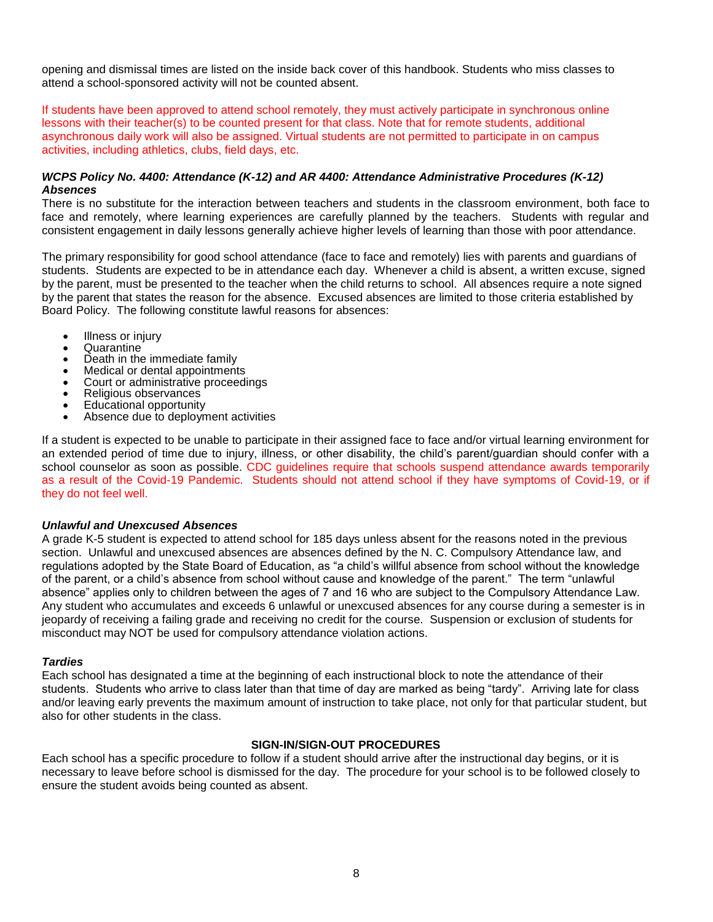opening and dismissal times are listed on the inside back cover of this handbook. Students who miss classes to attend a school-sponsored activity will not be counted absent.

If students have been approved to attend school remotely, they must actively participate in synchronous online lessons with their teacher(s) to be counted present for that class. Note that for remote students, additional asynchronous daily work will also be assigned. Virtual students are not permitted to participate in on campus activities, including athletics, clubs, field days, etc.

***WCPS Policy No. 4400: Attendance (K-12) and AR 4400: Attendance Administrative Procedures (K-12)***
***Absences***

There is no substitute for the interaction between teachers and students in the classroom environment, both face to face and remotely, where learning experiences are carefully planned by the teachers. Students with regular and consistent engagement in daily lessons generally achieve higher levels of learning than those with poor attendance.

The primary responsibility for good school attendance (face to face and remotely) lies with parents and guardians of students. Students are expected to be in attendance each day. Whenever a child is absent, a written excuse, signed by the parent, must be presented to the teacher when the child returns to school. All absences require a note signed by the parent that states the reason for the absence. Excused absences are limited to those criteria established by Board Policy. The following constitute lawful reasons for absences:

- Illness or injury
- Quarantine
- Death in the immediate family
- Medical or dental appointments
- Court or administrative proceedings
- Religious observances
- Educational opportunity
- Absence due to deployment activities

If a student is expected to be unable to participate in their assigned face to face and/or virtual learning environment for an extended period of time due to injury, illness, or other disability, the child's parent/guardian should confer with a school counselor as soon as possible. CDC guidelines require that schools suspend attendance awards temporarily as a result of the Covid-19 Pandemic. Students should not attend school if they have symptoms of Covid-19, or if they do not feel well.

***Unlawful and Unexcused Absences***

A grade K-5 student is expected to attend school for 185 days unless absent for the reasons noted in the previous section. Unlawful and unexcused absences are absences defined by the N. C. Compulsory Attendance law, and regulations adopted by the State Board of Education, as "a child's willful absence from school without the knowledge of the parent, or a child's absence from school without cause and knowledge of the parent." The term "unlawful absence" applies only to children between the ages of 7 and 16 who are subject to the Compulsory Attendance Law. Any student who accumulates and exceeds 6 unlawful or unexcused absences for any course during a semester is in jeopardy of receiving a failing grade and receiving no credit for the course. Suspension or exclusion of students for misconduct may NOT be used for compulsory attendance violation actions.

***Tardies***

Each school has designated a time at the beginning of each instructional block to note the attendance of their students. Students who arrive to class later than that time of day are marked as being "tardy". Arriving late for class and/or leaving early prevents the maximum amount of instruction to take place, not only for that particular student, but also for other students in the class.

**SIGN-IN/SIGN-OUT PROCEDURES**

Each school has a specific procedure to follow if a student should arrive after the instructional day begins, or it is necessary to leave before school is dismissed for the day. The procedure for your school is to be followed closely to ensure the student avoids being counted as absent.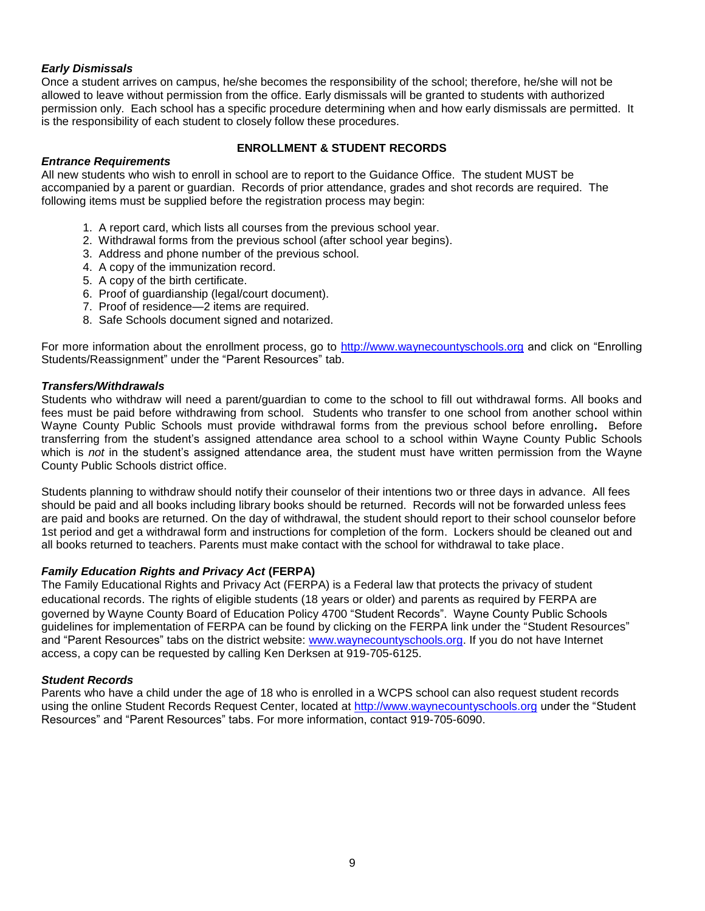***Early Dismissals***

Once a student arrives on campus, he/she becomes the responsibility of the school; therefore, he/she will not be allowed to leave without permission from the office. Early dismissals will be granted to students with authorized permission only. Each school has a specific procedure determining when and how early dismissals are permitted. It is the responsibility of each student to closely follow these procedures.

## ENROLLMENT & STUDENT RECORDS

***Entrance Requirements***

All new students who wish to enroll in school are to report to the Guidance Office. The student MUST be accompanied by a parent or guardian. Records of prior attendance, grades and shot records are required. The following items must be supplied before the registration process may begin:

1. A report card, which lists all courses from the previous school year.
2. Withdrawal forms from the previous school (after school year begins).
3. Address and phone number of the previous school.
4. A copy of the immunization record.
5. A copy of the birth certificate.
6. Proof of guardianship (legal/court document).
7. Proof of residence—2 items are required.
8. Safe Schools document signed and notarized.

For more information about the enrollment process, go to http://www.waynecountyschools.org and click on "Enrolling Students/Reassignment" under the "Parent Resources" tab.

***Transfers/Withdrawals***

Students who withdraw will need a parent/guardian to come to the school to fill out withdrawal forms. All books and fees must be paid before withdrawing from school. Students who transfer to one school from another school within Wayne County Public Schools must provide withdrawal forms from the previous school before enrolling**.** Before transferring from the student's assigned attendance area school to a school within Wayne County Public Schools which is *not* in the student's assigned attendance area, the student must have written permission from the Wayne County Public Schools district office.

Students planning to withdraw should notify their counselor of their intentions two or three days in advance. All fees should be paid and all books including library books should be returned. Records will not be forwarded unless fees are paid and books are returned. On the day of withdrawal, the student should report to their school counselor before 1st period and get a withdrawal form and instructions for completion of the form. Lockers should be cleaned out and all books returned to teachers. Parents must make contact with the school for withdrawal to take place.

***Family Education Rights and Privacy Act* (FERPA)**

The Family Educational Rights and Privacy Act (FERPA) is a Federal law that protects the privacy of student educational records. The rights of eligible students (18 years or older) and parents as required by FERPA are governed by Wayne County Board of Education Policy 4700 "Student Records". Wayne County Public Schools guidelines for implementation of FERPA can be found by clicking on the FERPA link under the "Student Resources" and "Parent Resources" tabs on the district website: www.waynecountyschools.org. If you do not have Internet access, a copy can be requested by calling Ken Derksen at 919-705-6125.

***Student Records***

Parents who have a child under the age of 18 who is enrolled in a WCPS school can also request student records using the online Student Records Request Center, located at http://www.waynecountyschools.org under the "Student Resources" and "Parent Resources" tabs. For more information, contact 919-705-6090.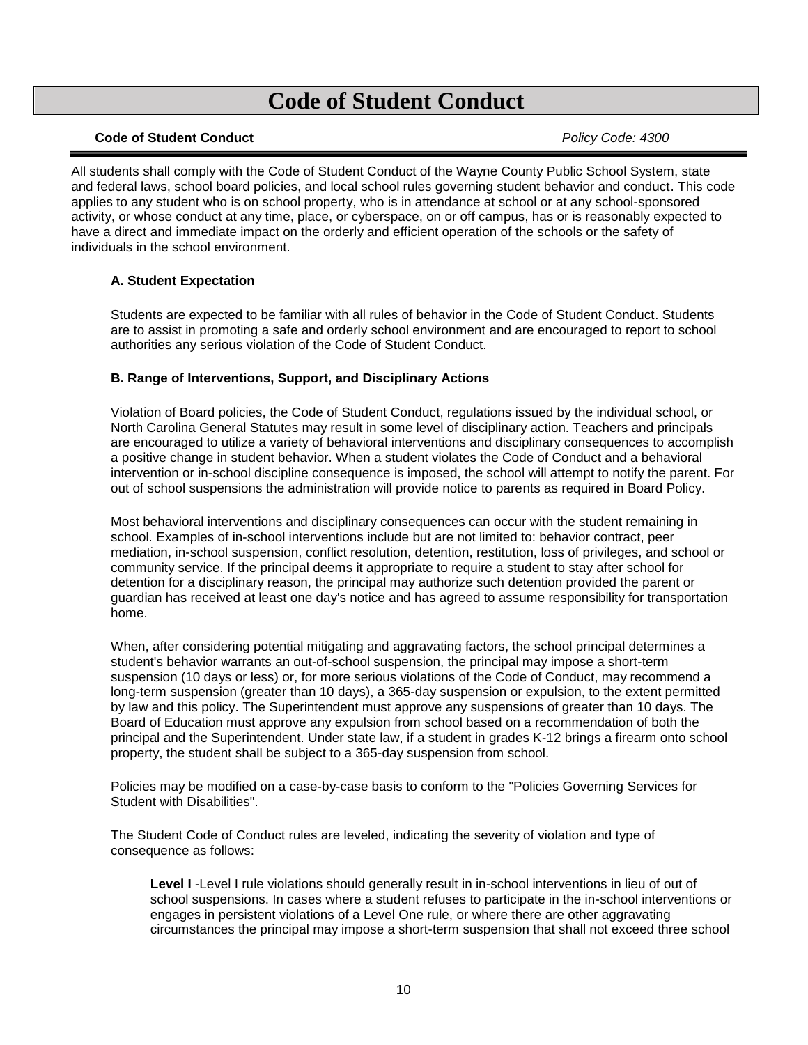# Code of Student Conduct

**Code of Student Conduct** *Policy Code: 4300*

All students shall comply with the Code of Student Conduct of the Wayne County Public School System, state and federal laws, school board policies, and local school rules governing student behavior and conduct. This code applies to any student who is on school property, who is in attendance at school or at any school-sponsored activity, or whose conduct at any time, place, or cyberspace, on or off campus, has or is reasonably expected to have a direct and immediate impact on the orderly and efficient operation of the schools or the safety of individuals in the school environment.

### A. Student Expectation

Students are expected to be familiar with all rules of behavior in the Code of Student Conduct. Students are to assist in promoting a safe and orderly school environment and are encouraged to report to school authorities any serious violation of the Code of Student Conduct.

### B. Range of Interventions, Support, and Disciplinary Actions

Violation of Board policies, the Code of Student Conduct, regulations issued by the individual school, or North Carolina General Statutes may result in some level of disciplinary action. Teachers and principals are encouraged to utilize a variety of behavioral interventions and disciplinary consequences to accomplish a positive change in student behavior. When a student violates the Code of Conduct and a behavioral intervention or in-school discipline consequence is imposed, the school will attempt to notify the parent. For out of school suspensions the administration will provide notice to parents as required in Board Policy.

Most behavioral interventions and disciplinary consequences can occur with the student remaining in school. Examples of in-school interventions include but are not limited to: behavior contract, peer mediation, in-school suspension, conflict resolution, detention, restitution, loss of privileges, and school or community service. If the principal deems it appropriate to require a student to stay after school for detention for a disciplinary reason, the principal may authorize such detention provided the parent or guardian has received at least one day's notice and has agreed to assume responsibility for transportation home.

When, after considering potential mitigating and aggravating factors, the school principal determines a student's behavior warrants an out-of-school suspension, the principal may impose a short-term suspension (10 days or less) or, for more serious violations of the Code of Conduct, may recommend a long-term suspension (greater than 10 days), a 365-day suspension or expulsion, to the extent permitted by law and this policy. The Superintendent must approve any suspensions of greater than 10 days. The Board of Education must approve any expulsion from school based on a recommendation of both the principal and the Superintendent. Under state law, if a student in grades K-12 brings a firearm onto school property, the student shall be subject to a 365-day suspension from school.

Policies may be modified on a case-by-case basis to conform to the "Policies Governing Services for Student with Disabilities".

The Student Code of Conduct rules are leveled, indicating the severity of violation and type of consequence as follows:

**Level I** -Level I rule violations should generally result in in-school interventions in lieu of out of school suspensions. In cases where a student refuses to participate in the in-school interventions or engages in persistent violations of a Level One rule, or where there are other aggravating circumstances the principal may impose a short-term suspension that shall not exceed three school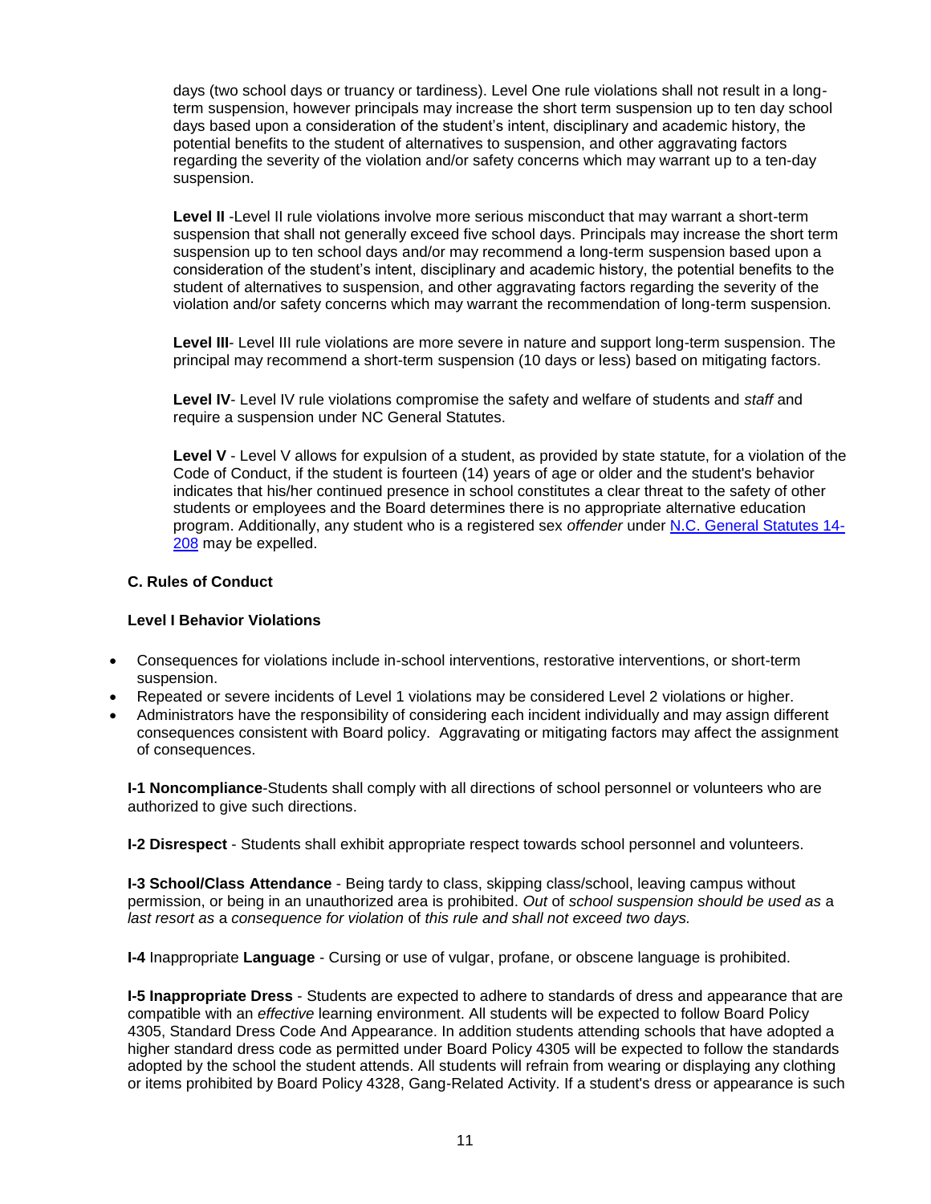days (two school days or truancy or tardiness). Level One rule violations shall not result in a long-term suspension, however principals may increase the short term suspension up to ten day school days based upon a consideration of the student's intent, disciplinary and academic history, the potential benefits to the student of alternatives to suspension, and other aggravating factors regarding the severity of the violation and/or safety concerns which may warrant up to a ten-day suspension.

**Level II** -Level II rule violations involve more serious misconduct that may warrant a short-term suspension that shall not generally exceed five school days. Principals may increase the short term suspension up to ten school days and/or may recommend a long-term suspension based upon a consideration of the student's intent, disciplinary and academic history, the potential benefits to the student of alternatives to suspension, and other aggravating factors regarding the severity of the violation and/or safety concerns which may warrant the recommendation of long-term suspension.

**Level III**- Level III rule violations are more severe in nature and support long-term suspension. The principal may recommend a short-term suspension (10 days or less) based on mitigating factors.

**Level IV**- Level IV rule violations compromise the safety and welfare of students and *staff* and require a suspension under NC General Statutes.

**Level V** - Level V allows for expulsion of a student, as provided by state statute, for a violation of the Code of Conduct, if the student is fourteen (14) years of age or older and the student's behavior indicates that his/her continued presence in school constitutes a clear threat to the safety of other students or employees and the Board determines there is no appropriate alternative education program. Additionally, any student who is a registered sex *offender* under [N.C. General Statutes 14-208]() may be expelled.

### C. Rules of Conduct

#### Level I Behavior Violations

- Consequences for violations include in-school interventions, restorative interventions, or short-term suspension.
- Repeated or severe incidents of Level 1 violations may be considered Level 2 violations or higher.
- Administrators have the responsibility of considering each incident individually and may assign different consequences consistent with Board policy. Aggravating or mitigating factors may affect the assignment of consequences.

**I-1 Noncompliance**-Students shall comply with all directions of school personnel or volunteers who are authorized to give such directions.

**I-2 Disrespect** - Students shall exhibit appropriate respect towards school personnel and volunteers.

**I-3 School/Class Attendance** - Being tardy to class, skipping class/school, leaving campus without permission, or being in an unauthorized area is prohibited. *Out* of *school suspension should be used as* a *last resort as* a *consequence for violation* of *this rule and shall not exceed two days.*

**I-4** Inappropriate **Language** - Cursing or use of vulgar, profane, or obscene language is prohibited.

**I-5 Inappropriate Dress** - Students are expected to adhere to standards of dress and appearance that are compatible with an *effective* learning environment. All students will be expected to follow Board Policy 4305, Standard Dress Code And Appearance. In addition students attending schools that have adopted a higher standard dress code as permitted under Board Policy 4305 will be expected to follow the standards adopted by the school the student attends. All students will refrain from wearing or displaying any clothing or items prohibited by Board Policy 4328, Gang-Related Activity. If a student's dress or appearance is such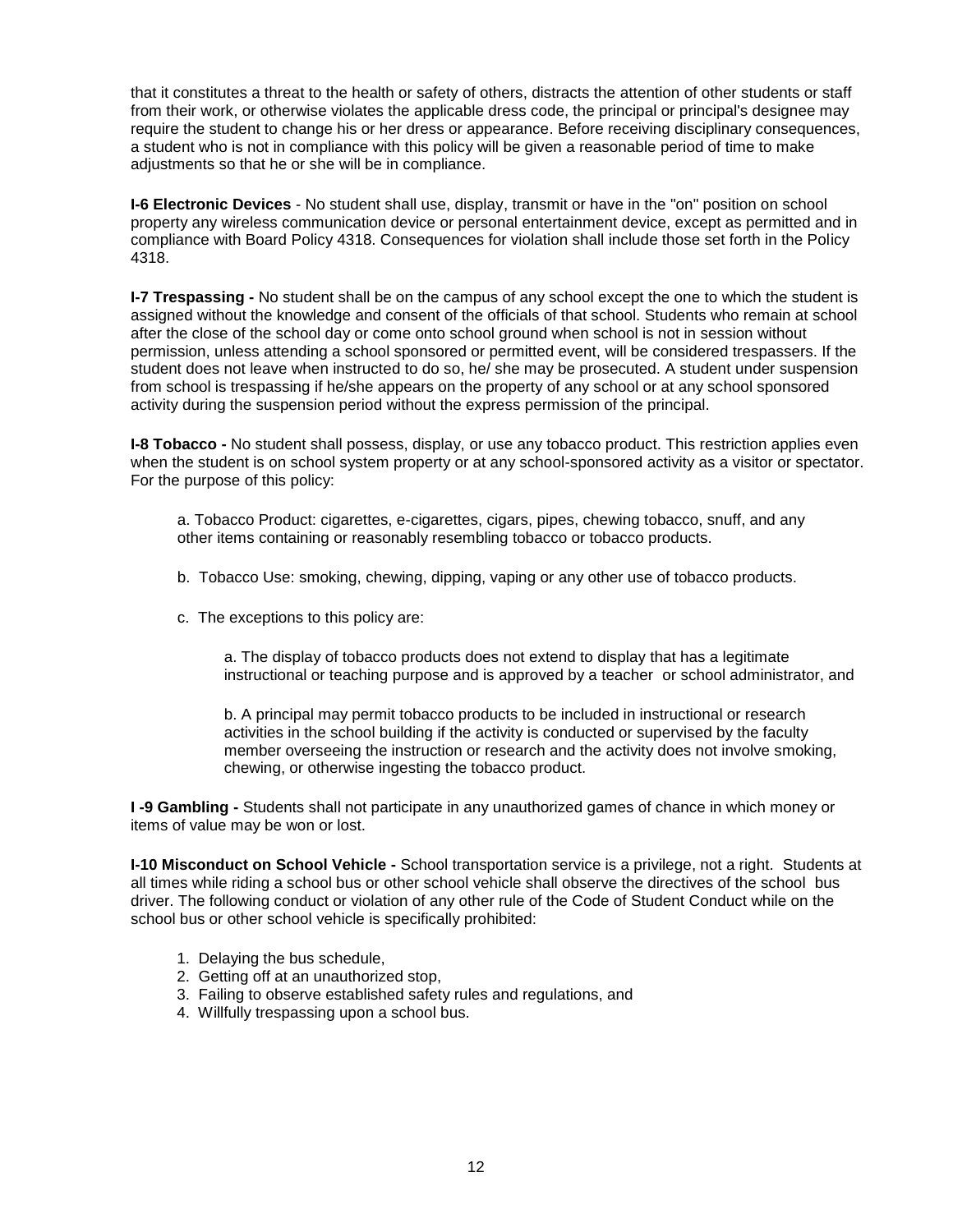that it constitutes a threat to the health or safety of others, distracts the attention of other students or staff from their work, or otherwise violates the applicable dress code, the principal or principal's designee may require the student to change his or her dress or appearance. Before receiving disciplinary consequences, a student who is not in compliance with this policy will be given a reasonable period of time to make adjustments so that he or she will be in compliance.

**I-6 Electronic Devices** - No student shall use, display, transmit or have in the "on" position on school property any wireless communication device or personal entertainment device, except as permitted and in compliance with Board Policy 4318. Consequences for violation shall include those set forth in the Policy 4318.

**I-7 Trespassing -** No student shall be on the campus of any school except the one to which the student is assigned without the knowledge and consent of the officials of that school. Students who remain at school after the close of the school day or come onto school ground when school is not in session without permission, unless attending a school sponsored or permitted event, will be considered trespassers. If the student does not leave when instructed to do so, he/ she may be prosecuted. A student under suspension from school is trespassing if he/she appears on the property of any school or at any school sponsored activity during the suspension period without the express permission of the principal.

**I-8 Tobacco -** No student shall possess, display, or use any tobacco product. This restriction applies even when the student is on school system property or at any school-sponsored activity as a visitor or spectator. For the purpose of this policy:

a. Tobacco Product: cigarettes, e-cigarettes, cigars, pipes, chewing tobacco, snuff, and any other items containing or reasonably resembling tobacco or tobacco products.

b. Tobacco Use: smoking, chewing, dipping, vaping or any other use of tobacco products.

c. The exceptions to this policy are:

> a. The display of tobacco products does not extend to display that has a legitimate instructional or teaching purpose and is approved by a teacher or school administrator, and
>
> b. A principal may permit tobacco products to be included in instructional or research activities in the school building if the activity is conducted or supervised by the faculty member overseeing the instruction or research and the activity does not involve smoking, chewing, or otherwise ingesting the tobacco product.

**I -9 Gambling -** Students shall not participate in any unauthorized games of chance in which money or items of value may be won or lost.

**I-10 Misconduct on School Vehicle -** School transportation service is a privilege, not a right. Students at all times while riding a school bus or other school vehicle shall observe the directives of the school bus driver. The following conduct or violation of any other rule of the Code of Student Conduct while on the school bus or other school vehicle is specifically prohibited:

1. Delaying the bus schedule,
2. Getting off at an unauthorized stop,
3. Failing to observe established safety rules and regulations, and
4. Willfully trespassing upon a school bus.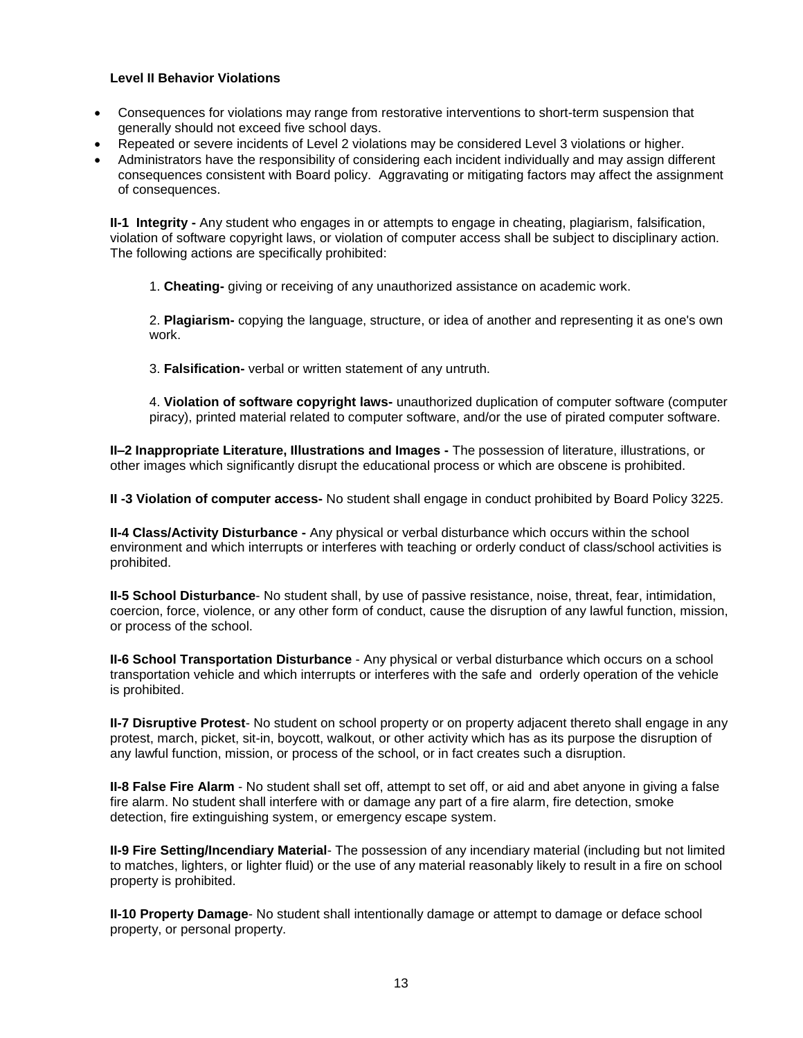**Level II Behavior Violations**

- Consequences for violations may range from restorative interventions to short-term suspension that generally should not exceed five school days.
- Repeated or severe incidents of Level 2 violations may be considered Level 3 violations or higher.
- Administrators have the responsibility of considering each incident individually and may assign different consequences consistent with Board policy. Aggravating or mitigating factors may affect the assignment of consequences.

**II-1 Integrity -** Any student who engages in or attempts to engage in cheating, plagiarism, falsification, violation of software copyright laws, or violation of computer access shall be subject to disciplinary action. The following actions are specifically prohibited:

1. **Cheating-** giving or receiving of any unauthorized assistance on academic work.

2. **Plagiarism-** copying the language, structure, or idea of another and representing it as one's own work.

3. **Falsification-** verbal or written statement of any untruth.

4. **Violation of software copyright laws-** unauthorized duplication of computer software (computer piracy), printed material related to computer software, and/or the use of pirated computer software.

**II–2 Inappropriate Literature, Illustrations and Images -** The possession of literature, illustrations, or other images which significantly disrupt the educational process or which are obscene is prohibited.

**II -3 Violation of computer access-** No student shall engage in conduct prohibited by Board Policy 3225.

**II-4 Class/Activity Disturbance -** Any physical or verbal disturbance which occurs within the school environment and which interrupts or interferes with teaching or orderly conduct of class/school activities is prohibited.

**II-5 School Disturbance**- No student shall, by use of passive resistance, noise, threat, fear, intimidation, coercion, force, violence, or any other form of conduct, cause the disruption of any lawful function, mission, or process of the school.

**II-6 School Transportation Disturbance** - Any physical or verbal disturbance which occurs on a school transportation vehicle and which interrupts or interferes with the safe and orderly operation of the vehicle is prohibited.

**II-7 Disruptive Protest**- No student on school property or on property adjacent thereto shall engage in any protest, march, picket, sit-in, boycott, walkout, or other activity which has as its purpose the disruption of any lawful function, mission, or process of the school, or in fact creates such a disruption.

**II-8 False Fire Alarm** - No student shall set off, attempt to set off, or aid and abet anyone in giving a false fire alarm. No student shall interfere with or damage any part of a fire alarm, fire detection, smoke detection, fire extinguishing system, or emergency escape system.

**II-9 Fire Setting/Incendiary Material**- The possession of any incendiary material (including but not limited to matches, lighters, or lighter fluid) or the use of any material reasonably likely to result in a fire on school property is prohibited.

**II-10 Property Damage**- No student shall intentionally damage or attempt to damage or deface school property, or personal property.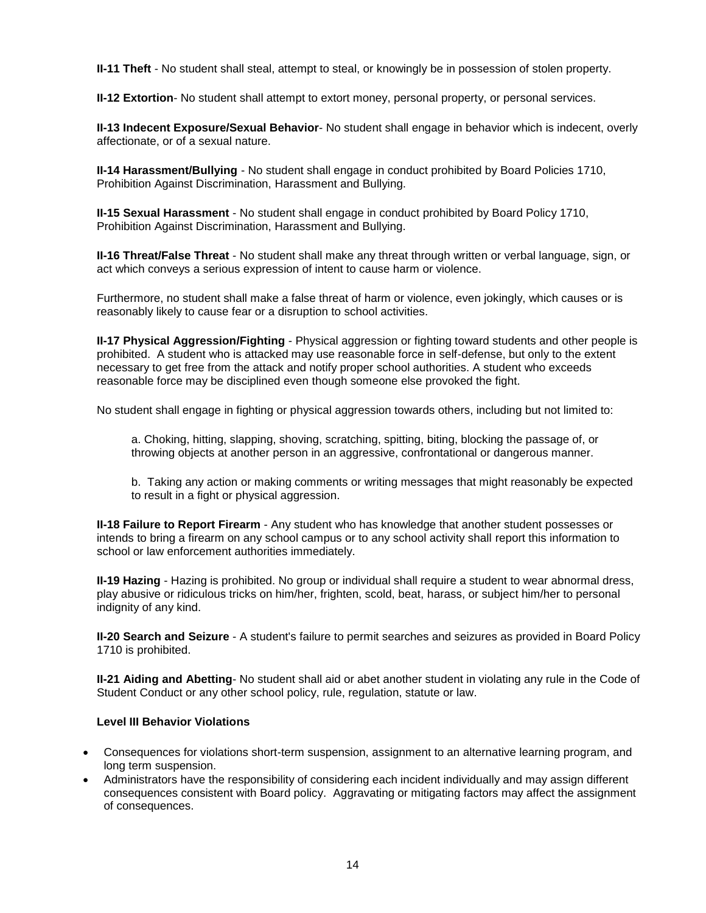**II-11 Theft** - No student shall steal, attempt to steal, or knowingly be in possession of stolen property.

**II-12 Extortion**- No student shall attempt to extort money, personal property, or personal services.

**II-13 Indecent Exposure/Sexual Behavior**- No student shall engage in behavior which is indecent, overly affectionate, or of a sexual nature.

**II-14 Harassment/Bullying** - No student shall engage in conduct prohibited by Board Policies 1710, Prohibition Against Discrimination, Harassment and Bullying.

**II-15 Sexual Harassment** - No student shall engage in conduct prohibited by Board Policy 1710, Prohibition Against Discrimination, Harassment and Bullying.

**II-16 Threat/False Threat** - No student shall make any threat through written or verbal language, sign, or act which conveys a serious expression of intent to cause harm or violence.

Furthermore, no student shall make a false threat of harm or violence, even jokingly, which causes or is reasonably likely to cause fear or a disruption to school activities.

**II-17 Physical Aggression/Fighting** - Physical aggression or fighting toward students and other people is prohibited. A student who is attacked may use reasonable force in self-defense, but only to the extent necessary to get free from the attack and notify proper school authorities. A student who exceeds reasonable force may be disciplined even though someone else provoked the fight.

No student shall engage in fighting or physical aggression towards others, including but not limited to:

a. Choking, hitting, slapping, shoving, scratching, spitting, biting, blocking the passage of, or throwing objects at another person in an aggressive, confrontational or dangerous manner.

b. Taking any action or making comments or writing messages that might reasonably be expected to result in a fight or physical aggression.

**II-18 Failure to Report Firearm** - Any student who has knowledge that another student possesses or intends to bring a firearm on any school campus or to any school activity shall report this information to school or law enforcement authorities immediately.

**II-19 Hazing** - Hazing is prohibited. No group or individual shall require a student to wear abnormal dress, play abusive or ridiculous tricks on him/her, frighten, scold, beat, harass, or subject him/her to personal indignity of any kind.

**II-20 Search and Seizure** - A student's failure to permit searches and seizures as provided in Board Policy 1710 is prohibited.

**II-21 Aiding and Abetting**- No student shall aid or abet another student in violating any rule in the Code of Student Conduct or any other school policy, rule, regulation, statute or law.

**Level III Behavior Violations**

- Consequences for violations short-term suspension, assignment to an alternative learning program, and long term suspension.
- Administrators have the responsibility of considering each incident individually and may assign different consequences consistent with Board policy. Aggravating or mitigating factors may affect the assignment of consequences.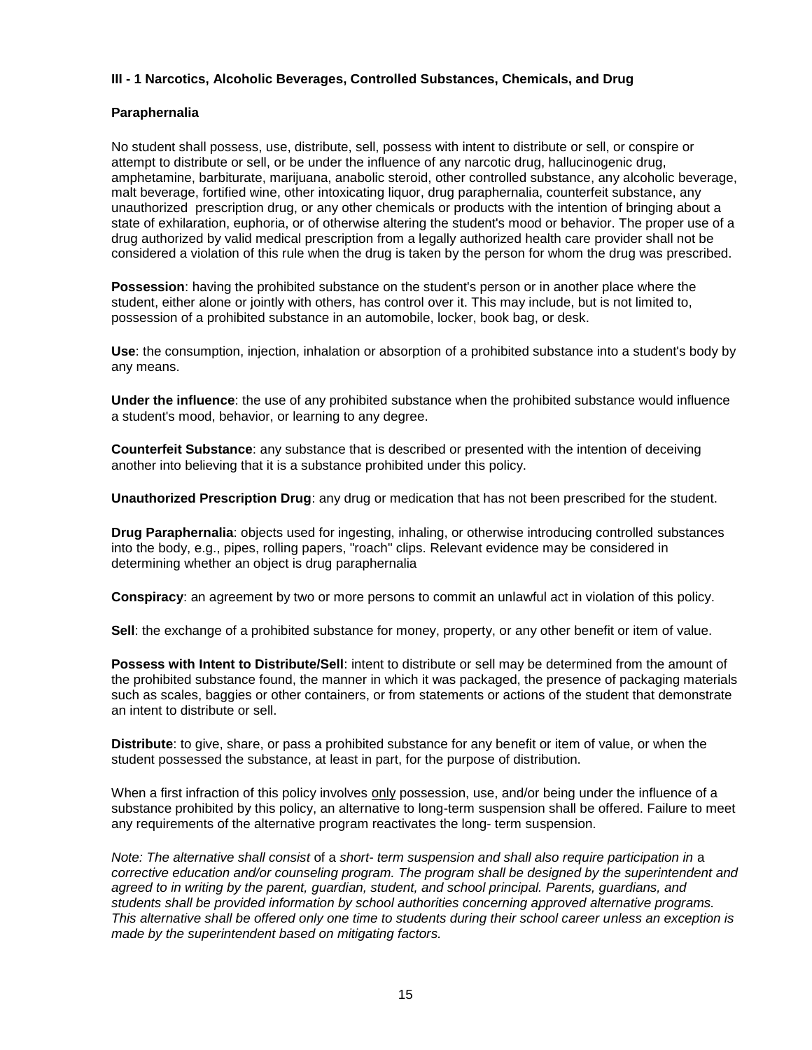### III - 1 Narcotics, Alcoholic Beverages, Controlled Substances, Chemicals, and Drug Paraphernalia

No student shall possess, use, distribute, sell, possess with intent to distribute or sell, or conspire or attempt to distribute or sell, or be under the influence of any narcotic drug, hallucinogenic drug, amphetamine, barbiturate, marijuana, anabolic steroid, other controlled substance, any alcoholic beverage, malt beverage, fortified wine, other intoxicating liquor, drug paraphernalia, counterfeit substance, any unauthorized prescription drug, or any other chemicals or products with the intention of bringing about a state of exhilaration, euphoria, or of otherwise altering the student's mood or behavior. The proper use of a drug authorized by valid medical prescription from a legally authorized health care provider shall not be considered a violation of this rule when the drug is taken by the person for whom the drug was prescribed.

**Possession**: having the prohibited substance on the student's person or in another place where the student, either alone or jointly with others, has control over it. This may include, but is not limited to, possession of a prohibited substance in an automobile, locker, book bag, or desk.

**Use**: the consumption, injection, inhalation or absorption of a prohibited substance into a student's body by any means.

**Under the influence**: the use of any prohibited substance when the prohibited substance would influence a student's mood, behavior, or learning to any degree.

**Counterfeit Substance**: any substance that is described or presented with the intention of deceiving another into believing that it is a substance prohibited under this policy.

**Unauthorized Prescription Drug**: any drug or medication that has not been prescribed for the student.

**Drug Paraphernalia**: objects used for ingesting, inhaling, or otherwise introducing controlled substances into the body, e.g., pipes, rolling papers, "roach" clips. Relevant evidence may be considered in determining whether an object is drug paraphernalia

**Conspiracy**: an agreement by two or more persons to commit an unlawful act in violation of this policy.

**Sell**: the exchange of a prohibited substance for money, property, or any other benefit or item of value.

**Possess with Intent to Distribute/Sell**: intent to distribute or sell may be determined from the amount of the prohibited substance found, the manner in which it was packaged, the presence of packaging materials such as scales, baggies or other containers, or from statements or actions of the student that demonstrate an intent to distribute or sell.

**Distribute**: to give, share, or pass a prohibited substance for any benefit or item of value, or when the student possessed the substance, at least in part, for the purpose of distribution.

When a first infraction of this policy involves <u>only</u> possession, use, and/or being under the influence of a substance prohibited by this policy, an alternative to long-term suspension shall be offered. Failure to meet any requirements of the alternative program reactivates the long- term suspension.

*Note: The alternative shall consist* of a *short- term suspension and shall also require participation in* a *corrective education and/or counseling program. The program shall be designed by the superintendent and agreed to in writing by the parent, guardian, student, and school principal. Parents, guardians, and students shall be provided information by school authorities concerning approved alternative programs. This alternative shall be offered only one time to students during their school career unless an exception is made by the superintendent based on mitigating factors.*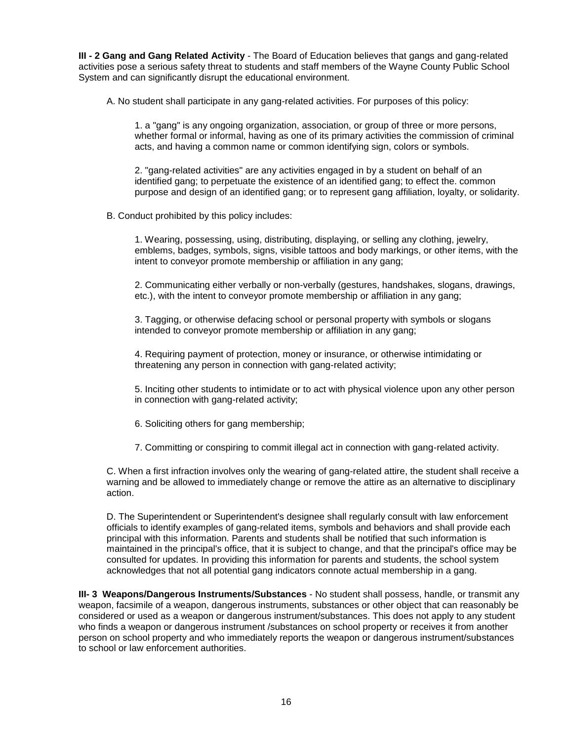**III - 2 Gang and Gang Related Activity** - The Board of Education believes that gangs and gang-related activities pose a serious safety threat to students and staff members of the Wayne County Public School System and can significantly disrupt the educational environment.

A. No student shall participate in any gang-related activities. For purposes of this policy:

1. a "gang" is any ongoing organization, association, or group of three or more persons, whether formal or informal, having as one of its primary activities the commission of criminal acts, and having a common name or common identifying sign, colors or symbols.

2. "gang-related activities" are any activities engaged in by a student on behalf of an identified gang; to perpetuate the existence of an identified gang; to effect the. common purpose and design of an identified gang; or to represent gang affiliation, loyalty, or solidarity.

B. Conduct prohibited by this policy includes:

1. Wearing, possessing, using, distributing, displaying, or selling any clothing, jewelry, emblems, badges, symbols, signs, visible tattoos and body markings, or other items, with the intent to conveyor promote membership or affiliation in any gang;

2. Communicating either verbally or non-verbally (gestures, handshakes, slogans, drawings, etc.), with the intent to conveyor promote membership or affiliation in any gang;

3. Tagging, or otherwise defacing school or personal property with symbols or slogans intended to conveyor promote membership or affiliation in any gang;

4. Requiring payment of protection, money or insurance, or otherwise intimidating or threatening any person in connection with gang-related activity;

5. Inciting other students to intimidate or to act with physical violence upon any other person in connection with gang-related activity;

6. Soliciting others for gang membership;

7. Committing or conspiring to commit illegal act in connection with gang-related activity.

C. When a first infraction involves only the wearing of gang-related attire, the student shall receive a warning and be allowed to immediately change or remove the attire as an alternative to disciplinary action.

D. The Superintendent or Superintendent's designee shall regularly consult with law enforcement officials to identify examples of gang-related items, symbols and behaviors and shall provide each principal with this information. Parents and students shall be notified that such information is maintained in the principal's office, that it is subject to change, and that the principal's office may be consulted for updates. In providing this information for parents and students, the school system acknowledges that not all potential gang indicators connote actual membership in a gang.

**III- 3 Weapons/Dangerous Instruments/Substances** - No student shall possess, handle, or transmit any weapon, facsimile of a weapon, dangerous instruments, substances or other object that can reasonably be considered or used as a weapon or dangerous instrument/substances. This does not apply to any student who finds a weapon or dangerous instrument /substances on school property or receives it from another person on school property and who immediately reports the weapon or dangerous instrument/substances to school or law enforcement authorities.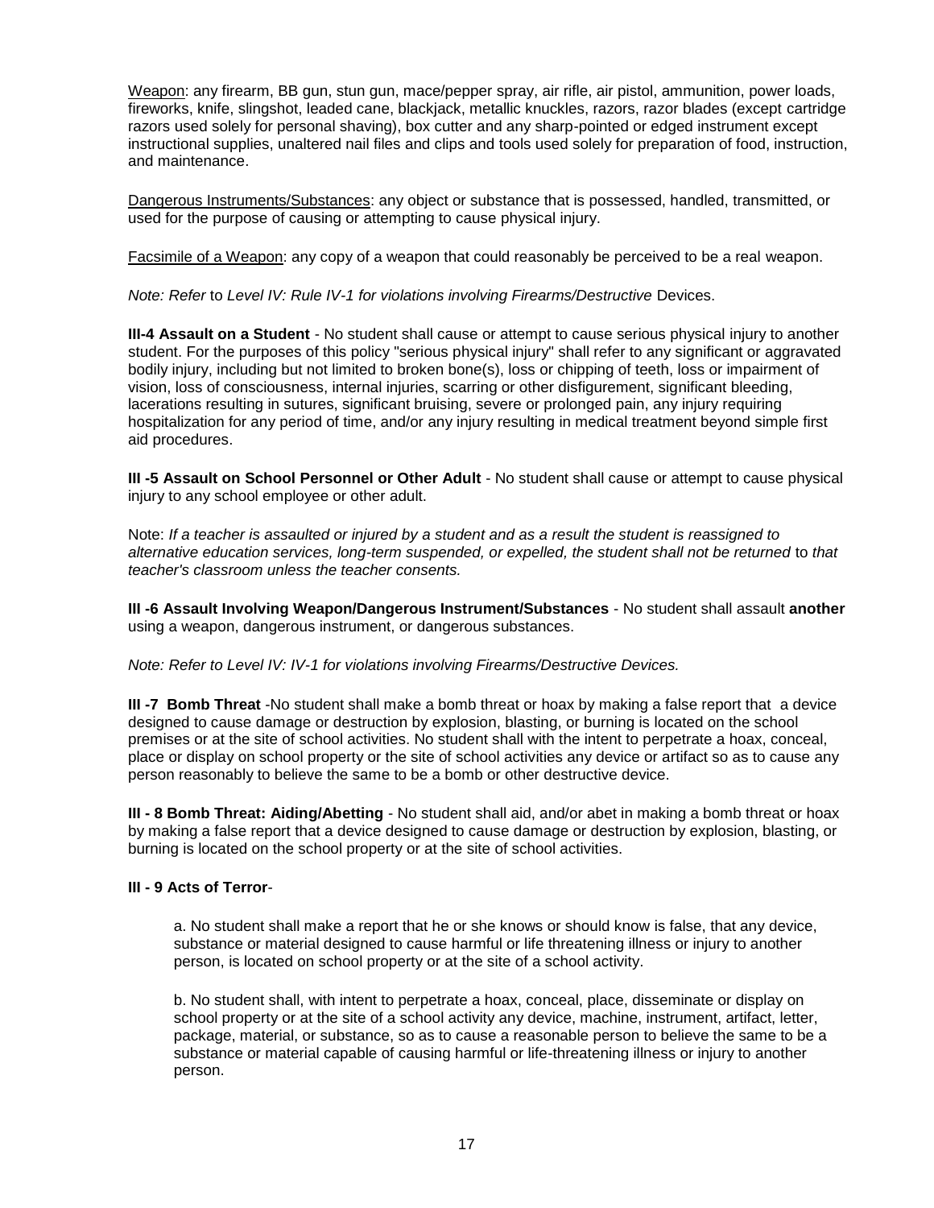<u>Weapon</u>: any firearm, BB gun, stun gun, mace/pepper spray, air rifle, air pistol, ammunition, power loads, fireworks, knife, slingshot, leaded cane, blackjack, metallic knuckles, razors, razor blades (except cartridge razors used solely for personal shaving), box cutter and any sharp-pointed or edged instrument except instructional supplies, unaltered nail files and clips and tools used solely for preparation of food, instruction, and maintenance.

<u>Dangerous Instruments/Substances</u>: any object or substance that is possessed, handled, transmitted, or used for the purpose of causing or attempting to cause physical injury.

<u>Facsimile of a Weapon</u>: any copy of a weapon that could reasonably be perceived to be a real weapon.

*Note: Refer* to *Level IV: Rule IV-1 for violations involving Firearms/Destructive* Devices.

**III-4 Assault on a Student** - No student shall cause or attempt to cause serious physical injury to another student. For the purposes of this policy "serious physical injury" shall refer to any significant or aggravated bodily injury, including but not limited to broken bone(s), loss or chipping of teeth, loss or impairment of vision, loss of consciousness, internal injuries, scarring or other disfigurement, significant bleeding, lacerations resulting in sutures, significant bruising, severe or prolonged pain, any injury requiring hospitalization for any period of time, and/or any injury resulting in medical treatment beyond simple first aid procedures.

**III -5 Assault on School Personnel or Other Adult** - No student shall cause or attempt to cause physical injury to any school employee or other adult.

Note: *If a teacher is assaulted or injured by a student and as a result the student is reassigned to alternative education services, long-term suspended, or expelled, the student shall not be returned* to *that teacher's classroom unless the teacher consents.*

**III -6 Assault Involving Weapon/Dangerous Instrument/Substances** - No student shall assault **another** using a weapon, dangerous instrument, or dangerous substances.

*Note: Refer to Level IV: IV-1 for violations involving Firearms/Destructive Devices.*

**III -7 Bomb Threat** -No student shall make a bomb threat or hoax by making a false report that a device designed to cause damage or destruction by explosion, blasting, or burning is located on the school premises or at the site of school activities. No student shall with the intent to perpetrate a hoax, conceal, place or display on school property or the site of school activities any device or artifact so as to cause any person reasonably to believe the same to be a bomb or other destructive device.

**III - 8 Bomb Threat: Aiding/Abetting** - No student shall aid, and/or abet in making a bomb threat or hoax by making a false report that a device designed to cause damage or destruction by explosion, blasting, or burning is located on the school property or at the site of school activities.

**III - 9 Acts of Terror**-

a. No student shall make a report that he or she knows or should know is false, that any device, substance or material designed to cause harmful or life threatening illness or injury to another person, is located on school property or at the site of a school activity.

b. No student shall, with intent to perpetrate a hoax, conceal, place, disseminate or display on school property or at the site of a school activity any device, machine, instrument, artifact, letter, package, material, or substance, so as to cause a reasonable person to believe the same to be a substance or material capable of causing harmful or life-threatening illness or injury to another person.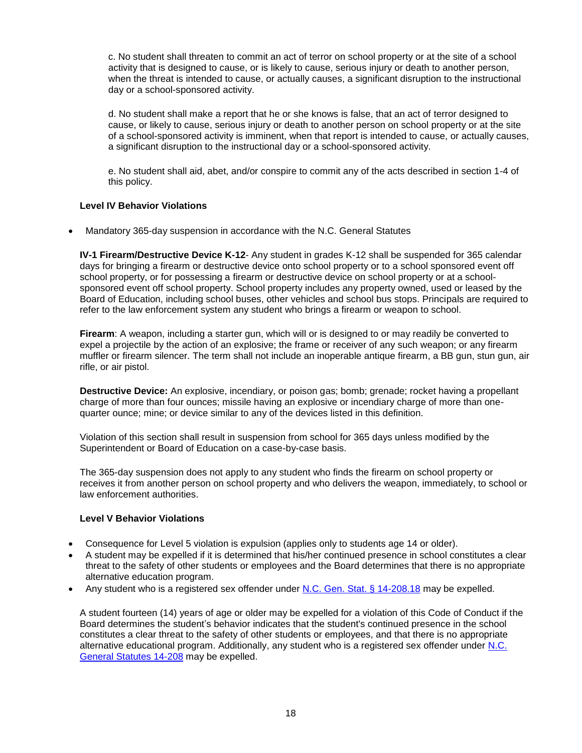c. No student shall threaten to commit an act of terror on school property or at the site of a school activity that is designed to cause, or is likely to cause, serious injury or death to another person, when the threat is intended to cause, or actually causes, a significant disruption to the instructional day or a school-sponsored activity.

d. No student shall make a report that he or she knows is false, that an act of terror designed to cause, or likely to cause, serious injury or death to another person on school property or at the site of a school-sponsored activity is imminent, when that report is intended to cause, or actually causes, a significant disruption to the instructional day or a school-sponsored activity.

e. No student shall aid, abet, and/or conspire to commit any of the acts described in section 1-4 of this policy.

**Level IV Behavior Violations**

- Mandatory 365-day suspension in accordance with the N.C. General Statutes

**IV-1 Firearm/Destructive Device K-12**- Any student in grades K-12 shall be suspended for 365 calendar days for bringing a firearm or destructive device onto school property or to a school sponsored event off school property, or for possessing a firearm or destructive device on school property or at a school-sponsored event off school property. School property includes any property owned, used or leased by the Board of Education, including school buses, other vehicles and school bus stops. Principals are required to refer to the law enforcement system any student who brings a firearm or weapon to school.

**Firearm**: A weapon, including a starter gun, which will or is designed to or may readily be converted to expel a projectile by the action of an explosive; the frame or receiver of any such weapon; or any firearm muffler or firearm silencer. The term shall not include an inoperable antique firearm, a BB gun, stun gun, air rifle, or air pistol.

**Destructive Device:** An explosive, incendiary, or poison gas; bomb; grenade; rocket having a propellant charge of more than four ounces; missile having an explosive or incendiary charge of more than one-quarter ounce; mine; or device similar to any of the devices listed in this definition.

Violation of this section shall result in suspension from school for 365 days unless modified by the Superintendent or Board of Education on a case-by-case basis.

The 365-day suspension does not apply to any student who finds the firearm on school property or receives it from another person on school property and who delivers the weapon, immediately, to school or law enforcement authorities.

**Level V Behavior Violations**

- Consequence for Level 5 violation is expulsion (applies only to students age 14 or older).
- A student may be expelled if it is determined that his/her continued presence in school constitutes a clear threat to the safety of other students or employees and the Board determines that there is no appropriate alternative education program.
- Any student who is a registered sex offender under N.C. Gen. Stat. § 14-208.18 may be expelled.

A student fourteen (14) years of age or older may be expelled for a violation of this Code of Conduct if the Board determines the student's behavior indicates that the student's continued presence in the school constitutes a clear threat to the safety of other students or employees, and that there is no appropriate alternative educational program. Additionally, any student who is a registered sex offender under N.C. General Statutes 14-208 may be expelled.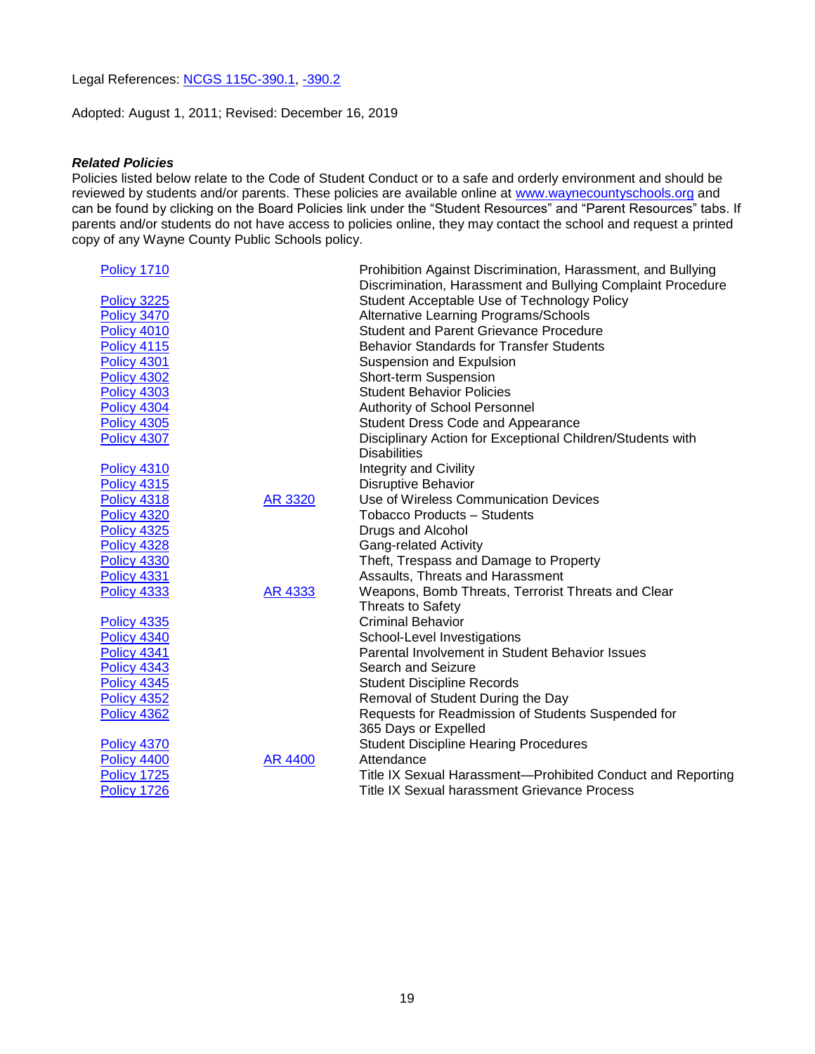Legal References: [NCGS 115C-390.1](), [-390.2]()

Adopted: August 1, 2011; Revised: December 16, 2019

***Related Policies***

Policies listed below relate to the Code of Student Conduct or to a safe and orderly environment and should be reviewed by students and/or parents. These policies are available online at www.waynecountyschools.org and can be found by clicking on the Board Policies link under the "Student Resources" and "Parent Resources" tabs. If parents and/or students do not have access to policies online, they may contact the school and request a printed copy of any Wayne County Public Schools policy.

| Policy | AR | Title |
|---|---|---|
| Policy 1710 | | Prohibition Against Discrimination, Harassment, and Bullying<br>Discrimination, Harassment and Bullying Complaint Procedure |
| Policy 3225 | | Student Acceptable Use of Technology Policy |
| Policy 3470 | | Alternative Learning Programs/Schools |
| Policy 4010 | | Student and Parent Grievance Procedure |
| Policy 4115 | | Behavior Standards for Transfer Students |
| Policy 4301 | | Suspension and Expulsion |
| Policy 4302 | | Short-term Suspension |
| Policy 4303 | | Student Behavior Policies |
| Policy 4304 | | Authority of School Personnel |
| Policy 4305 | | Student Dress Code and Appearance |
| Policy 4307 | | Disciplinary Action for Exceptional Children/Students with Disabilities |
| Policy 4310 | | Integrity and Civility |
| Policy 4315 | | Disruptive Behavior |
| Policy 4318 | AR 3320 | Use of Wireless Communication Devices |
| Policy 4320 | | Tobacco Products – Students |
| Policy 4325 | | Drugs and Alcohol |
| Policy 4328 | | Gang-related Activity |
| Policy 4330 | | Theft, Trespass and Damage to Property |
| Policy 4331 | | Assaults, Threats and Harassment |
| Policy 4333 | AR 4333 | Weapons, Bomb Threats, Terrorist Threats and Clear Threats to Safety |
| Policy 4335 | | Criminal Behavior |
| Policy 4340 | | School-Level Investigations |
| Policy 4341 | | Parental Involvement in Student Behavior Issues |
| Policy 4343 | | Search and Seizure |
| Policy 4345 | | Student Discipline Records |
| Policy 4352 | | Removal of Student During the Day |
| Policy 4362 | | Requests for Readmission of Students Suspended for 365 Days or Expelled |
| Policy 4370 | | Student Discipline Hearing Procedures |
| Policy 4400 | AR 4400 | Attendance |
| Policy 1725 | | Title IX Sexual Harassment—Prohibited Conduct and Reporting |
| Policy 1726 | | Title IX Sexual harassment Grievance Process |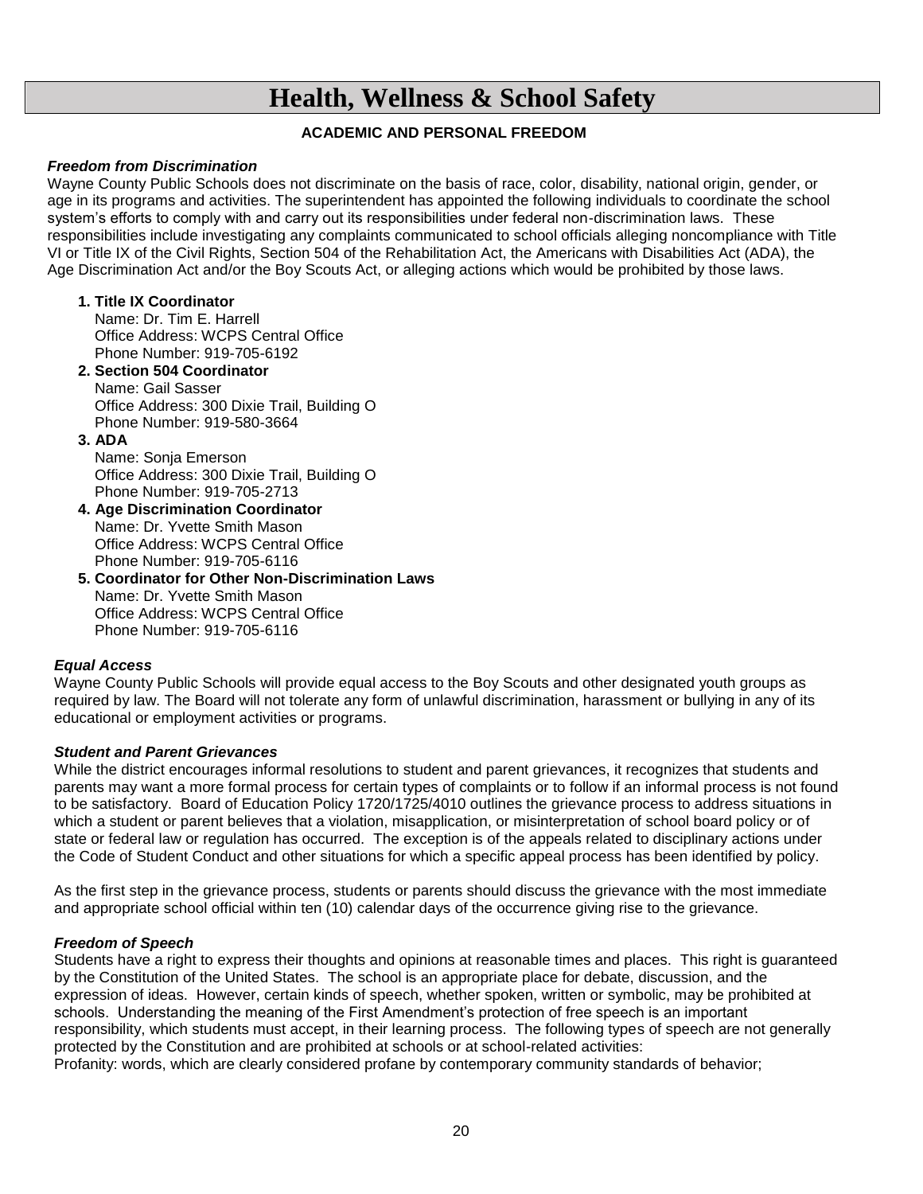# Health, Wellness & School Safety

## ACADEMIC AND PERSONAL FREEDOM

### *Freedom from Discrimination*

Wayne County Public Schools does not discriminate on the basis of race, color, disability, national origin, gender, or age in its programs and activities. The superintendent has appointed the following individuals to coordinate the school system's efforts to comply with and carry out its responsibilities under federal non-discrimination laws. These responsibilities include investigating any complaints communicated to school officials alleging noncompliance with Title VI or Title IX of the Civil Rights, Section 504 of the Rehabilitation Act, the Americans with Disabilities Act (ADA), the Age Discrimination Act and/or the Boy Scouts Act, or alleging actions which would be prohibited by those laws.

1. **Title IX Coordinator**
   Name: Dr. Tim E. Harrell
   Office Address: WCPS Central Office
   Phone Number: 919-705-6192
2. **Section 504 Coordinator**
   Name: Gail Sasser
   Office Address: 300 Dixie Trail, Building O
   Phone Number: 919-580-3664
3. **ADA**
   Name: Sonja Emerson
   Office Address: 300 Dixie Trail, Building O
   Phone Number: 919-705-2713
4. **Age Discrimination Coordinator**
   Name: Dr. Yvette Smith Mason
   Office Address: WCPS Central Office
   Phone Number: 919-705-6116
5. **Coordinator for Other Non-Discrimination Laws**
   Name: Dr. Yvette Smith Mason
   Office Address: WCPS Central Office
   Phone Number: 919-705-6116

### *Equal Access*

Wayne County Public Schools will provide equal access to the Boy Scouts and other designated youth groups as required by law. The Board will not tolerate any form of unlawful discrimination, harassment or bullying in any of its educational or employment activities or programs.

### *Student and Parent Grievances*

While the district encourages informal resolutions to student and parent grievances, it recognizes that students and parents may want a more formal process for certain types of complaints or to follow if an informal process is not found to be satisfactory. Board of Education Policy 1720/1725/4010 outlines the grievance process to address situations in which a student or parent believes that a violation, misapplication, or misinterpretation of school board policy or of state or federal law or regulation has occurred. The exception is of the appeals related to disciplinary actions under the Code of Student Conduct and other situations for which a specific appeal process has been identified by policy.

As the first step in the grievance process, students or parents should discuss the grievance with the most immediate and appropriate school official within ten (10) calendar days of the occurrence giving rise to the grievance.

### *Freedom of Speech*

Students have a right to express their thoughts and opinions at reasonable times and places. This right is guaranteed by the Constitution of the United States. The school is an appropriate place for debate, discussion, and the expression of ideas. However, certain kinds of speech, whether spoken, written or symbolic, may be prohibited at schools. Understanding the meaning of the First Amendment's protection of free speech is an important responsibility, which students must accept, in their learning process. The following types of speech are not generally protected by the Constitution and are prohibited at schools or at school-related activities:
Profanity: words, which are clearly considered profane by contemporary community standards of behavior;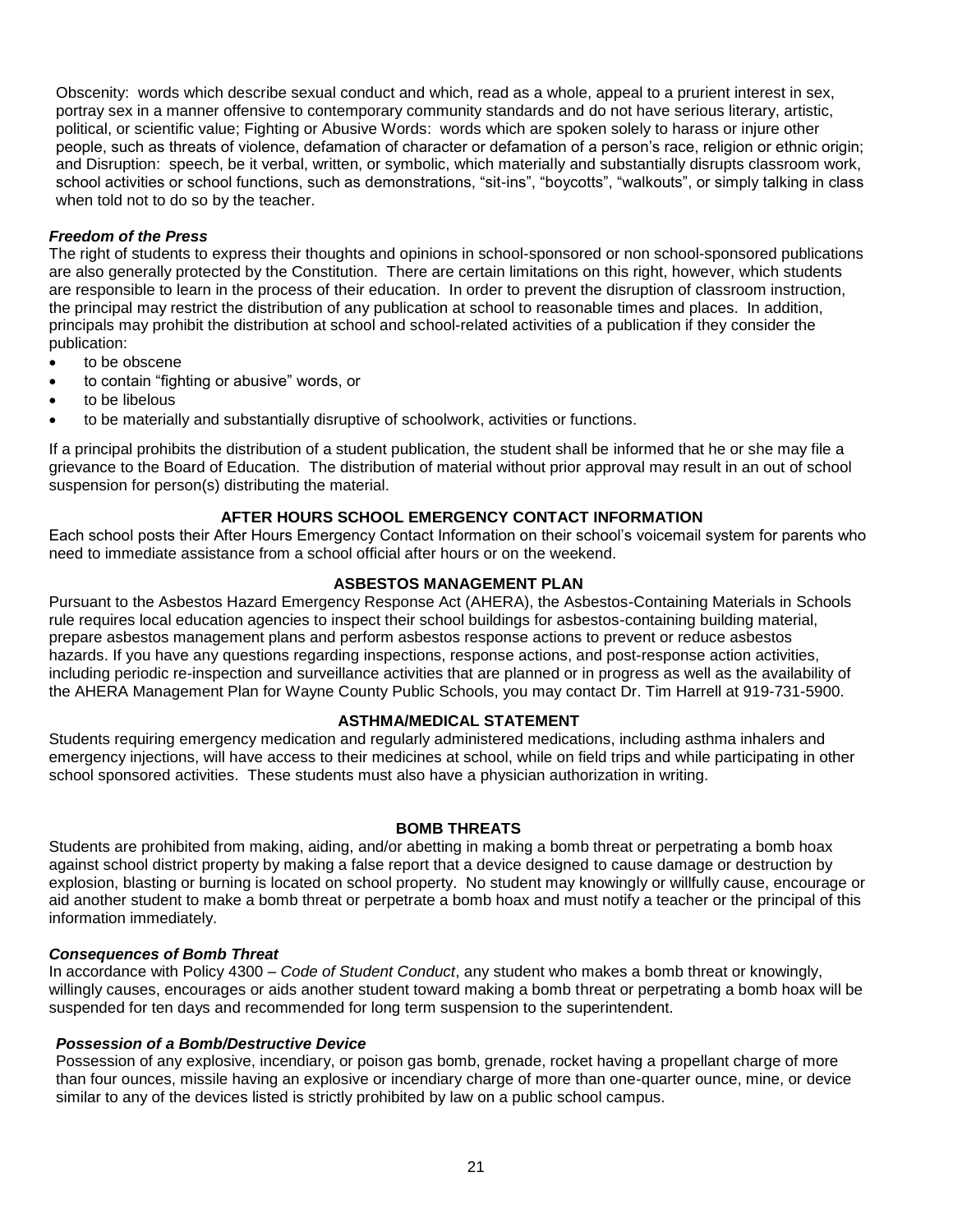Obscenity: words which describe sexual conduct and which, read as a whole, appeal to a prurient interest in sex, portray sex in a manner offensive to contemporary community standards and do not have serious literary, artistic, political, or scientific value; Fighting or Abusive Words: words which are spoken solely to harass or injure other people, such as threats of violence, defamation of character or defamation of a person's race, religion or ethnic origin; and Disruption: speech, be it verbal, written, or symbolic, which materially and substantially disrupts classroom work, school activities or school functions, such as demonstrations, "sit-ins", "boycotts", "walkouts", or simply talking in class when told not to do so by the teacher.

***Freedom of the Press***

The right of students to express their thoughts and opinions in school-sponsored or non school-sponsored publications are also generally protected by the Constitution. There are certain limitations on this right, however, which students are responsible to learn in the process of their education. In order to prevent the disruption of classroom instruction, the principal may restrict the distribution of any publication at school to reasonable times and places. In addition, principals may prohibit the distribution at school and school-related activities of a publication if they consider the publication:

- to be obscene
- to contain "fighting or abusive" words, or
- to be libelous
- to be materially and substantially disruptive of schoolwork, activities or functions.

If a principal prohibits the distribution of a student publication, the student shall be informed that he or she may file a grievance to the Board of Education. The distribution of material without prior approval may result in an out of school suspension for person(s) distributing the material.

## AFTER HOURS SCHOOL EMERGENCY CONTACT INFORMATION

Each school posts their After Hours Emergency Contact Information on their school's voicemail system for parents who need to immediate assistance from a school official after hours or on the weekend.

## ASBESTOS MANAGEMENT PLAN

Pursuant to the Asbestos Hazard Emergency Response Act (AHERA), the Asbestos-Containing Materials in Schools rule requires local education agencies to inspect their school buildings for asbestos-containing building material, prepare asbestos management plans and perform asbestos response actions to prevent or reduce asbestos hazards. If you have any questions regarding inspections, response actions, and post-response action activities, including periodic re-inspection and surveillance activities that are planned or in progress as well as the availability of the AHERA Management Plan for Wayne County Public Schools, you may contact Dr. Tim Harrell at 919-731-5900.

## ASTHMA/MEDICAL STATEMENT

Students requiring emergency medication and regularly administered medications, including asthma inhalers and emergency injections, will have access to their medicines at school, while on field trips and while participating in other school sponsored activities. These students must also have a physician authorization in writing.

## BOMB THREATS

Students are prohibited from making, aiding, and/or abetting in making a bomb threat or perpetrating a bomb hoax against school district property by making a false report that a device designed to cause damage or destruction by explosion, blasting or burning is located on school property. No student may knowingly or willfully cause, encourage or aid another student to make a bomb threat or perpetrate a bomb hoax and must notify a teacher or the principal of this information immediately.

***Consequences of Bomb Threat***

In accordance with Policy 4300 – *Code of Student Conduct*, any student who makes a bomb threat or knowingly, willingly causes, encourages or aids another student toward making a bomb threat or perpetrating a bomb hoax will be suspended for ten days and recommended for long term suspension to the superintendent.

***Possession of a Bomb/Destructive Device***

Possession of any explosive, incendiary, or poison gas bomb, grenade, rocket having a propellant charge of more than four ounces, missile having an explosive or incendiary charge of more than one-quarter ounce, mine, or device similar to any of the devices listed is strictly prohibited by law on a public school campus.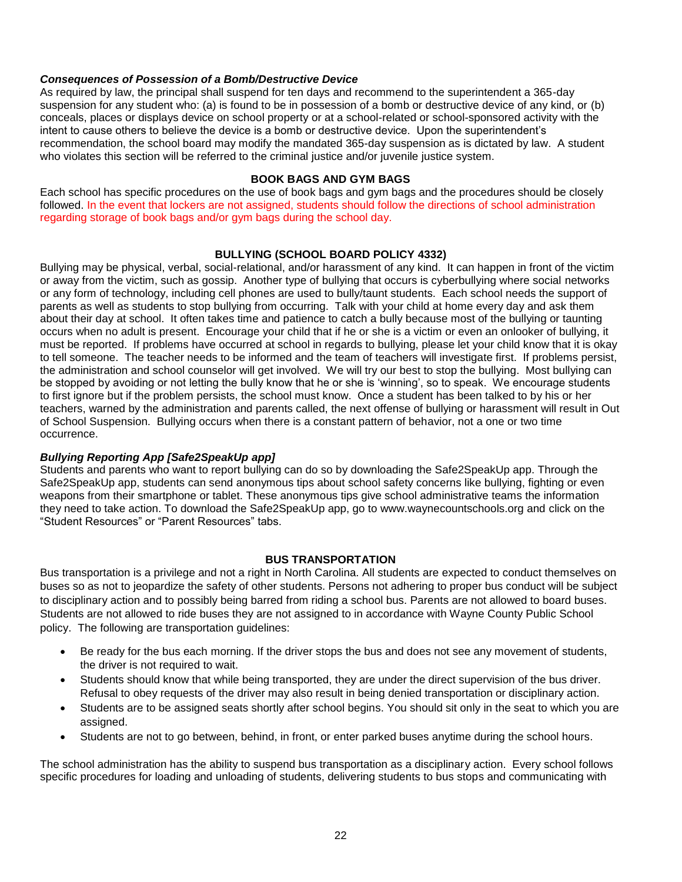***Consequences of Possession of a Bomb/Destructive Device***

As required by law, the principal shall suspend for ten days and recommend to the superintendent a 365-day suspension for any student who: (a) is found to be in possession of a bomb or destructive device of any kind, or (b) conceals, places or displays device on school property or at a school-related or school-sponsored activity with the intent to cause others to believe the device is a bomb or destructive device. Upon the superintendent's recommendation, the school board may modify the mandated 365-day suspension as is dictated by law. A student who violates this section will be referred to the criminal justice and/or juvenile justice system.

## BOOK BAGS AND GYM BAGS

Each school has specific procedures on the use of book bags and gym bags and the procedures should be closely followed. In the event that lockers are not assigned, students should follow the directions of school administration regarding storage of book bags and/or gym bags during the school day.

## BULLYING (SCHOOL BOARD POLICY 4332)

Bullying may be physical, verbal, social-relational, and/or harassment of any kind. It can happen in front of the victim or away from the victim, such as gossip. Another type of bullying that occurs is cyberbullying where social networks or any form of technology, including cell phones are used to bully/taunt students. Each school needs the support of parents as well as students to stop bullying from occurring. Talk with your child at home every day and ask them about their day at school. It often takes time and patience to catch a bully because most of the bullying or taunting occurs when no adult is present. Encourage your child that if he or she is a victim or even an onlooker of bullying, it must be reported. If problems have occurred at school in regards to bullying, please let your child know that it is okay to tell someone. The teacher needs to be informed and the team of teachers will investigate first. If problems persist, the administration and school counselor will get involved. We will try our best to stop the bullying. Most bullying can be stopped by avoiding or not letting the bully know that he or she is 'winning', so to speak. We encourage students to first ignore but if the problem persists, the school must know. Once a student has been talked to by his or her teachers, warned by the administration and parents called, the next offense of bullying or harassment will result in Out of School Suspension. Bullying occurs when there is a constant pattern of behavior, not a one or two time occurrence.

***Bullying Reporting App [Safe2SpeakUp app]***

Students and parents who want to report bullying can do so by downloading the Safe2SpeakUp app. Through the Safe2SpeakUp app, students can send anonymous tips about school safety concerns like bullying, fighting or even weapons from their smartphone or tablet. These anonymous tips give school administrative teams the information they need to take action. To download the Safe2SpeakUp app, go to www.waynecountschools.org and click on the "Student Resources" or "Parent Resources" tabs.

## BUS TRANSPORTATION

Bus transportation is a privilege and not a right in North Carolina. All students are expected to conduct themselves on buses so as not to jeopardize the safety of other students. Persons not adhering to proper bus conduct will be subject to disciplinary action and to possibly being barred from riding a school bus. Parents are not allowed to board buses. Students are not allowed to ride buses they are not assigned to in accordance with Wayne County Public School policy. The following are transportation guidelines:

- Be ready for the bus each morning. If the driver stops the bus and does not see any movement of students, the driver is not required to wait.
- Students should know that while being transported, they are under the direct supervision of the bus driver. Refusal to obey requests of the driver may also result in being denied transportation or disciplinary action.
- Students are to be assigned seats shortly after school begins. You should sit only in the seat to which you are assigned.
- Students are not to go between, behind, in front, or enter parked buses anytime during the school hours.

The school administration has the ability to suspend bus transportation as a disciplinary action. Every school follows specific procedures for loading and unloading of students, delivering students to bus stops and communicating with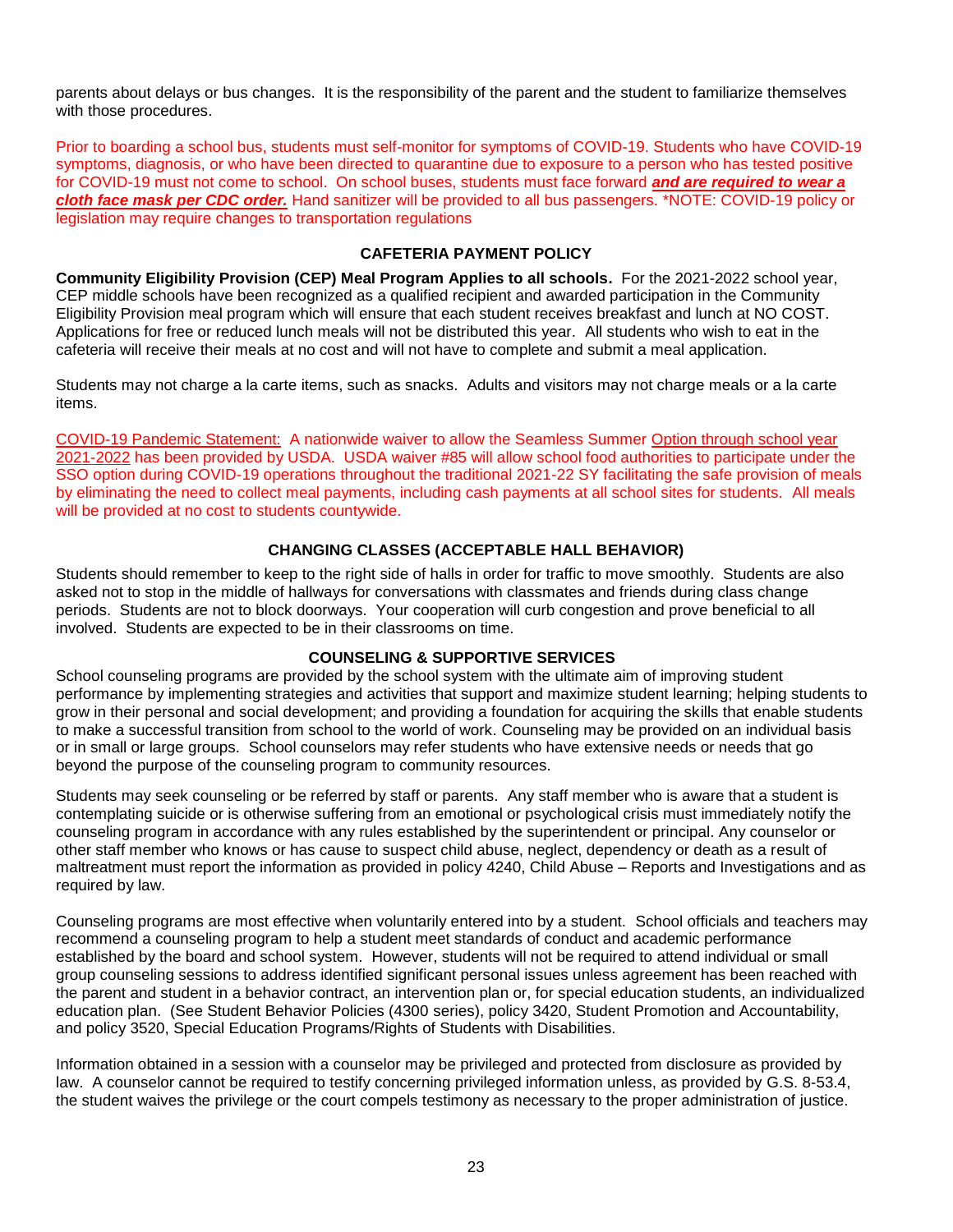parents about delays or bus changes. It is the responsibility of the parent and the student to familiarize themselves with those procedures.

Prior to boarding a school bus, students must self-monitor for symptoms of COVID-19. Students who have COVID-19 symptoms, diagnosis, or who have been directed to quarantine due to exposure to a person who has tested positive for COVID-19 must not come to school. On school buses, students must face forward ***and are required to wear a cloth face mask per CDC order.*** Hand sanitizer will be provided to all bus passengers. *NOTE: COVID-19 policy or legislation may require changes to transportation regulations

## CAFETERIA PAYMENT POLICY

**Community Eligibility Provision (CEP) Meal Program Applies to all schools.** For the 2021-2022 school year, CEP middle schools have been recognized as a qualified recipient and awarded participation in the Community Eligibility Provision meal program which will ensure that each student receives breakfast and lunch at NO COST. Applications for free or reduced lunch meals will not be distributed this year. All students who wish to eat in the cafeteria will receive their meals at no cost and will not have to complete and submit a meal application.

Students may not charge a la carte items, such as snacks. Adults and visitors may not charge meals or a la carte items.

COVID-19 Pandemic Statement: A nationwide waiver to allow the Seamless Summer Option through school year 2021-2022 has been provided by USDA. USDA waiver #85 will allow school food authorities to participate under the SSO option during COVID-19 operations throughout the traditional 2021-22 SY facilitating the safe provision of meals by eliminating the need to collect meal payments, including cash payments at all school sites for students. All meals will be provided at no cost to students countywide.

## CHANGING CLASSES (ACCEPTABLE HALL BEHAVIOR)

Students should remember to keep to the right side of halls in order for traffic to move smoothly. Students are also asked not to stop in the middle of hallways for conversations with classmates and friends during class change periods. Students are not to block doorways. Your cooperation will curb congestion and prove beneficial to all involved. Students are expected to be in their classrooms on time.

## COUNSELING & SUPPORTIVE SERVICES

School counseling programs are provided by the school system with the ultimate aim of improving student performance by implementing strategies and activities that support and maximize student learning; helping students to grow in their personal and social development; and providing a foundation for acquiring the skills that enable students to make a successful transition from school to the world of work. Counseling may be provided on an individual basis or in small or large groups. School counselors may refer students who have extensive needs or needs that go beyond the purpose of the counseling program to community resources.

Students may seek counseling or be referred by staff or parents. Any staff member who is aware that a student is contemplating suicide or is otherwise suffering from an emotional or psychological crisis must immediately notify the counseling program in accordance with any rules established by the superintendent or principal. Any counselor or other staff member who knows or has cause to suspect child abuse, neglect, dependency or death as a result of maltreatment must report the information as provided in policy 4240, Child Abuse – Reports and Investigations and as required by law.

Counseling programs are most effective when voluntarily entered into by a student. School officials and teachers may recommend a counseling program to help a student meet standards of conduct and academic performance established by the board and school system. However, students will not be required to attend individual or small group counseling sessions to address identified significant personal issues unless agreement has been reached with the parent and student in a behavior contract, an intervention plan or, for special education students, an individualized education plan. (See Student Behavior Policies (4300 series), policy 3420, Student Promotion and Accountability, and policy 3520, Special Education Programs/Rights of Students with Disabilities.

Information obtained in a session with a counselor may be privileged and protected from disclosure as provided by law. A counselor cannot be required to testify concerning privileged information unless, as provided by G.S. 8-53.4, the student waives the privilege or the court compels testimony as necessary to the proper administration of justice.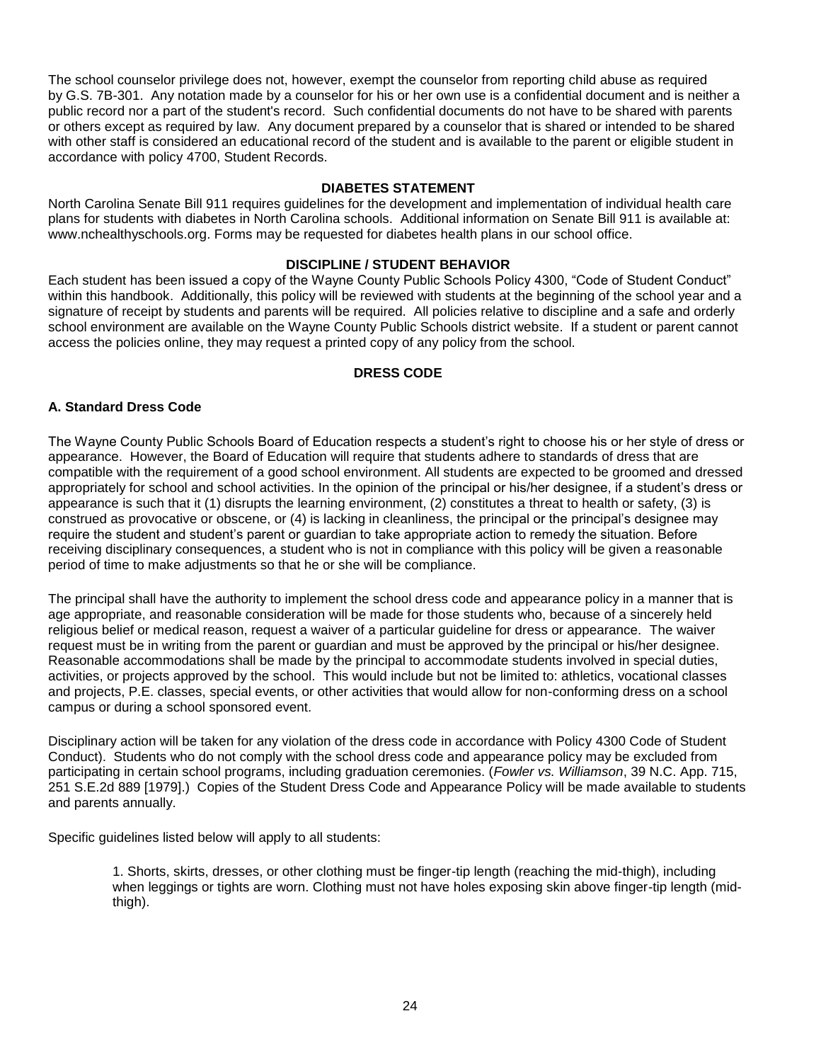The school counselor privilege does not, however, exempt the counselor from reporting child abuse as required by G.S. 7B-301. Any notation made by a counselor for his or her own use is a confidential document and is neither a public record nor a part of the student's record. Such confidential documents do not have to be shared with parents or others except as required by law. Any document prepared by a counselor that is shared or intended to be shared with other staff is considered an educational record of the student and is available to the parent or eligible student in accordance with policy 4700, Student Records.

## DIABETES STATEMENT

North Carolina Senate Bill 911 requires guidelines for the development and implementation of individual health care plans for students with diabetes in North Carolina schools. Additional information on Senate Bill 911 is available at: www.nchealthyschools.org. Forms may be requested for diabetes health plans in our school office.

## DISCIPLINE / STUDENT BEHAVIOR

Each student has been issued a copy of the Wayne County Public Schools Policy 4300, "Code of Student Conduct" within this handbook. Additionally, this policy will be reviewed with students at the beginning of the school year and a signature of receipt by students and parents will be required. All policies relative to discipline and a safe and orderly school environment are available on the Wayne County Public Schools district website. If a student or parent cannot access the policies online, they may request a printed copy of any policy from the school.

## DRESS CODE

### A. Standard Dress Code

The Wayne County Public Schools Board of Education respects a student's right to choose his or her style of dress or appearance. However, the Board of Education will require that students adhere to standards of dress that are compatible with the requirement of a good school environment. All students are expected to be groomed and dressed appropriately for school and school activities. In the opinion of the principal or his/her designee, if a student's dress or appearance is such that it (1) disrupts the learning environment, (2) constitutes a threat to health or safety, (3) is construed as provocative or obscene, or (4) is lacking in cleanliness, the principal or the principal's designee may require the student and student's parent or guardian to take appropriate action to remedy the situation. Before receiving disciplinary consequences, a student who is not in compliance with this policy will be given a reasonable period of time to make adjustments so that he or she will be compliance.

The principal shall have the authority to implement the school dress code and appearance policy in a manner that is age appropriate, and reasonable consideration will be made for those students who, because of a sincerely held religious belief or medical reason, request a waiver of a particular guideline for dress or appearance. The waiver request must be in writing from the parent or guardian and must be approved by the principal or his/her designee. Reasonable accommodations shall be made by the principal to accommodate students involved in special duties, activities, or projects approved by the school. This would include but not be limited to: athletics, vocational classes and projects, P.E. classes, special events, or other activities that would allow for non-conforming dress on a school campus or during a school sponsored event.

Disciplinary action will be taken for any violation of the dress code in accordance with Policy 4300 Code of Student Conduct). Students who do not comply with the school dress code and appearance policy may be excluded from participating in certain school programs, including graduation ceremonies. (*Fowler vs. Williamson*, 39 N.C. App. 715, 251 S.E.2d 889 [1979].) Copies of the Student Dress Code and Appearance Policy will be made available to students and parents annually.

Specific guidelines listed below will apply to all students:

1. Shorts, skirts, dresses, or other clothing must be finger-tip length (reaching the mid-thigh), including when leggings or tights are worn. Clothing must not have holes exposing skin above finger-tip length (mid-thigh).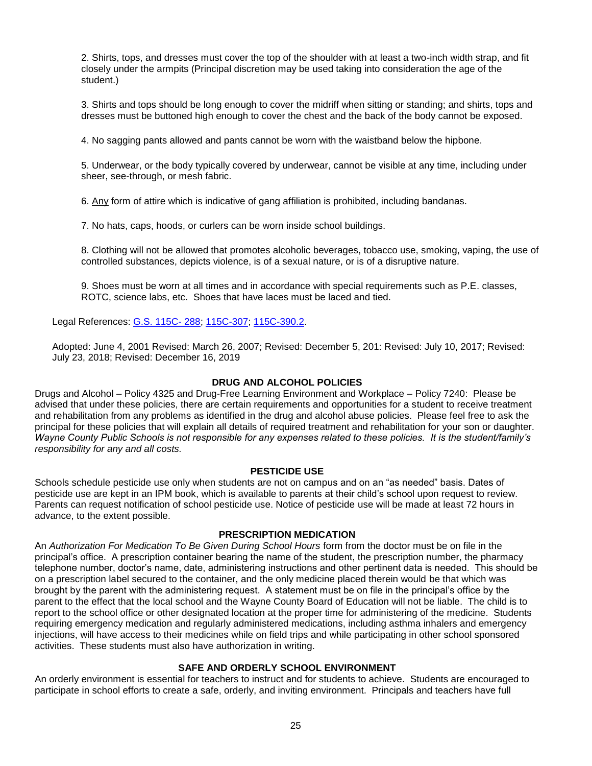2. Shirts, tops, and dresses must cover the top of the shoulder with at least a two-inch width strap, and fit closely under the armpits (Principal discretion may be used taking into consideration the age of the student.)

3. Shirts and tops should be long enough to cover the midriff when sitting or standing; and shirts, tops and dresses must be buttoned high enough to cover the chest and the back of the body cannot be exposed.

4. No sagging pants allowed and pants cannot be worn with the waistband below the hipbone.

5. Underwear, or the body typically covered by underwear, cannot be visible at any time, including under sheer, see-through, or mesh fabric.

6. Any form of attire which is indicative of gang affiliation is prohibited, including bandanas.

7. No hats, caps, hoods, or curlers can be worn inside school buildings.

8. Clothing will not be allowed that promotes alcoholic beverages, tobacco use, smoking, vaping, the use of controlled substances, depicts violence, is of a sexual nature, or is of a disruptive nature.

9. Shoes must be worn at all times and in accordance with special requirements such as P.E. classes, ROTC, science labs, etc. Shoes that have laces must be laced and tied.

Legal References: G.S. 115C- 288; 115C-307; 115C-390.2.

Adopted: June 4, 2001 Revised: March 26, 2007; Revised: December 5, 201: Revised: July 10, 2017; Revised: July 23, 2018; Revised: December 16, 2019

### DRUG AND ALCOHOL POLICIES

Drugs and Alcohol – Policy 4325 and Drug-Free Learning Environment and Workplace – Policy 7240: Please be advised that under these policies, there are certain requirements and opportunities for a student to receive treatment and rehabilitation from any problems as identified in the drug and alcohol abuse policies. Please feel free to ask the principal for these policies that will explain all details of required treatment and rehabilitation for your son or daughter. *Wayne County Public Schools is not responsible for any expenses related to these policies. It is the student/family's responsibility for any and all costs.*

### PESTICIDE USE

Schools schedule pesticide use only when students are not on campus and on an "as needed" basis. Dates of pesticide use are kept in an IPM book, which is available to parents at their child's school upon request to review. Parents can request notification of school pesticide use. Notice of pesticide use will be made at least 72 hours in advance, to the extent possible.

### PRESCRIPTION MEDICATION

An *Authorization For Medication To Be Given During School Hours* form from the doctor must be on file in the principal's office. A prescription container bearing the name of the student, the prescription number, the pharmacy telephone number, doctor's name, date, administering instructions and other pertinent data is needed. This should be on a prescription label secured to the container, and the only medicine placed therein would be that which was brought by the parent with the administering request. A statement must be on file in the principal's office by the parent to the effect that the local school and the Wayne County Board of Education will not be liable. The child is to report to the school office or other designated location at the proper time for administering of the medicine. Students requiring emergency medication and regularly administered medications, including asthma inhalers and emergency injections, will have access to their medicines while on field trips and while participating in other school sponsored activities. These students must also have authorization in writing.

### SAFE AND ORDERLY SCHOOL ENVIRONMENT

An orderly environment is essential for teachers to instruct and for students to achieve. Students are encouraged to participate in school efforts to create a safe, orderly, and inviting environment. Principals and teachers have full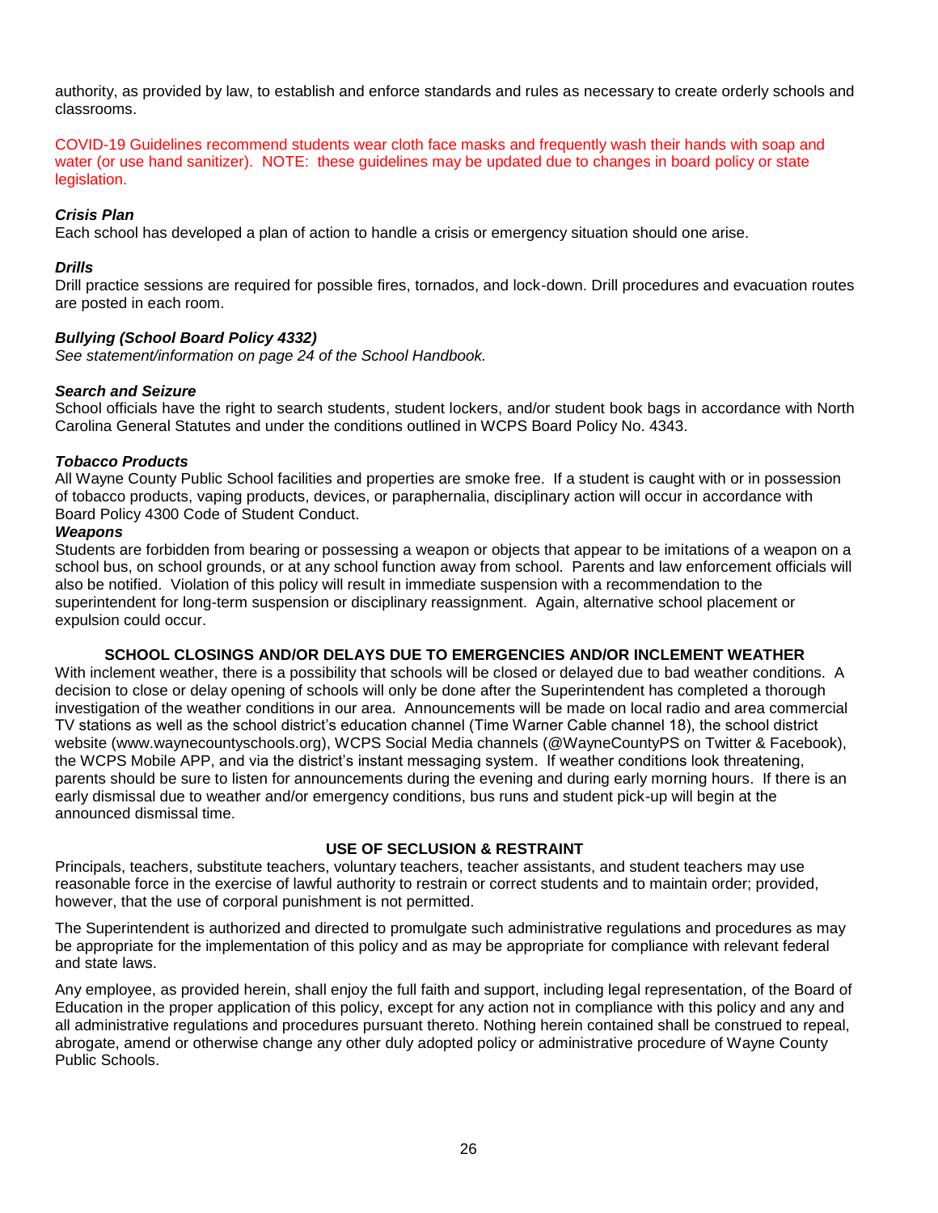authority, as provided by law, to establish and enforce standards and rules as necessary to create orderly schools and classrooms.

COVID-19 Guidelines recommend students wear cloth face masks and frequently wash their hands with soap and water (or use hand sanitizer). NOTE: these guidelines may be updated due to changes in board policy or state legislation.

***Crisis Plan***
Each school has developed a plan of action to handle a crisis or emergency situation should one arise.

***Drills***
Drill practice sessions are required for possible fires, tornados, and lock-down. Drill procedures and evacuation routes are posted in each room.

***Bullying (School Board Policy 4332)***
*See statement/information on page 24 of the School Handbook.*

***Search and Seizure***
School officials have the right to search students, student lockers, and/or student book bags in accordance with North Carolina General Statutes and under the conditions outlined in WCPS Board Policy No. 4343.

***Tobacco Products***
All Wayne County Public School facilities and properties are smoke free. If a student is caught with or in possession of tobacco products, vaping products, devices, or paraphernalia, disciplinary action will occur in accordance with Board Policy 4300 Code of Student Conduct.

***Weapons***
Students are forbidden from bearing or possessing a weapon or objects that appear to be imitations of a weapon on a school bus, on school grounds, or at any school function away from school. Parents and law enforcement officials will also be notified. Violation of this policy will result in immediate suspension with a recommendation to the superintendent for long-term suspension or disciplinary reassignment. Again, alternative school placement or expulsion could occur.

## SCHOOL CLOSINGS AND/OR DELAYS DUE TO EMERGENCIES AND/OR INCLEMENT WEATHER

With inclement weather, there is a possibility that schools will be closed or delayed due to bad weather conditions. A decision to close or delay opening of schools will only be done after the Superintendent has completed a thorough investigation of the weather conditions in our area. Announcements will be made on local radio and area commercial TV stations as well as the school district's education channel (Time Warner Cable channel 18), the school district website (www.waynecountyschools.org), WCPS Social Media channels (@WayneCountyPS on Twitter & Facebook), the WCPS Mobile APP, and via the district's instant messaging system. If weather conditions look threatening, parents should be sure to listen for announcements during the evening and during early morning hours. If there is an early dismissal due to weather and/or emergency conditions, bus runs and student pick-up will begin at the announced dismissal time.

## USE OF SECLUSION & RESTRAINT

Principals, teachers, substitute teachers, voluntary teachers, teacher assistants, and student teachers may use reasonable force in the exercise of lawful authority to restrain or correct students and to maintain order; provided, however, that the use of corporal punishment is not permitted.

The Superintendent is authorized and directed to promulgate such administrative regulations and procedures as may be appropriate for the implementation of this policy and as may be appropriate for compliance with relevant federal and state laws.

Any employee, as provided herein, shall enjoy the full faith and support, including legal representation, of the Board of Education in the proper application of this policy, except for any action not in compliance with this policy and any and all administrative regulations and procedures pursuant thereto. Nothing herein contained shall be construed to repeal, abrogate, amend or otherwise change any other duly adopted policy or administrative procedure of Wayne County Public Schools.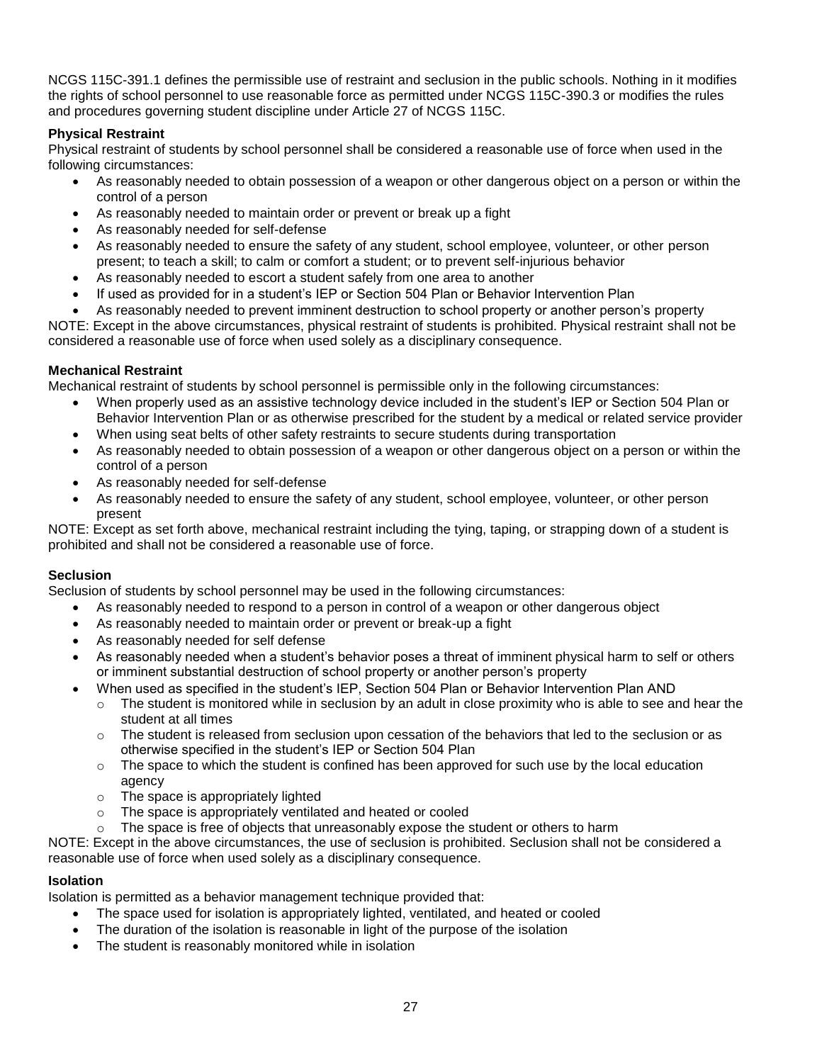NCGS 115C-391.1 defines the permissible use of restraint and seclusion in the public schools. Nothing in it modifies the rights of school personnel to use reasonable force as permitted under NCGS 115C-390.3 or modifies the rules and procedures governing student discipline under Article 27 of NCGS 115C.

**Physical Restraint**

Physical restraint of students by school personnel shall be considered a reasonable use of force when used in the following circumstances:

- As reasonably needed to obtain possession of a weapon or other dangerous object on a person or within the control of a person
- As reasonably needed to maintain order or prevent or break up a fight
- As reasonably needed for self-defense
- As reasonably needed to ensure the safety of any student, school employee, volunteer, or other person present; to teach a skill; to calm or comfort a student; or to prevent self-injurious behavior
- As reasonably needed to escort a student safely from one area to another
- If used as provided for in a student's IEP or Section 504 Plan or Behavior Intervention Plan
- As reasonably needed to prevent imminent destruction to school property or another person's property

NOTE: Except in the above circumstances, physical restraint of students is prohibited. Physical restraint shall not be considered a reasonable use of force when used solely as a disciplinary consequence.

**Mechanical Restraint**

Mechanical restraint of students by school personnel is permissible only in the following circumstances:

- When properly used as an assistive technology device included in the student's IEP or Section 504 Plan or Behavior Intervention Plan or as otherwise prescribed for the student by a medical or related service provider
- When using seat belts of other safety restraints to secure students during transportation
- As reasonably needed to obtain possession of a weapon or other dangerous object on a person or within the control of a person
- As reasonably needed for self-defense
- As reasonably needed to ensure the safety of any student, school employee, volunteer, or other person present

NOTE: Except as set forth above, mechanical restraint including the tying, taping, or strapping down of a student is prohibited and shall not be considered a reasonable use of force.

**Seclusion**

Seclusion of students by school personnel may be used in the following circumstances:

- As reasonably needed to respond to a person in control of a weapon or other dangerous object
- As reasonably needed to maintain order or prevent or break-up a fight
- As reasonably needed for self defense
- As reasonably needed when a student's behavior poses a threat of imminent physical harm to self or others or imminent substantial destruction of school property or another person's property
- When used as specified in the student's IEP, Section 504 Plan or Behavior Intervention Plan AND
    - The student is monitored while in seclusion by an adult in close proximity who is able to see and hear the student at all times
    - The student is released from seclusion upon cessation of the behaviors that led to the seclusion or as otherwise specified in the student's IEP or Section 504 Plan
    - The space to which the student is confined has been approved for such use by the local education agency
    - The space is appropriately lighted
    - The space is appropriately ventilated and heated or cooled
    - The space is free of objects that unreasonably expose the student or others to harm

NOTE: Except in the above circumstances, the use of seclusion is prohibited. Seclusion shall not be considered a reasonable use of force when used solely as a disciplinary consequence.

**Isolation**

Isolation is permitted as a behavior management technique provided that:

- The space used for isolation is appropriately lighted, ventilated, and heated or cooled
- The duration of the isolation is reasonable in light of the purpose of the isolation
- The student is reasonably monitored while in isolation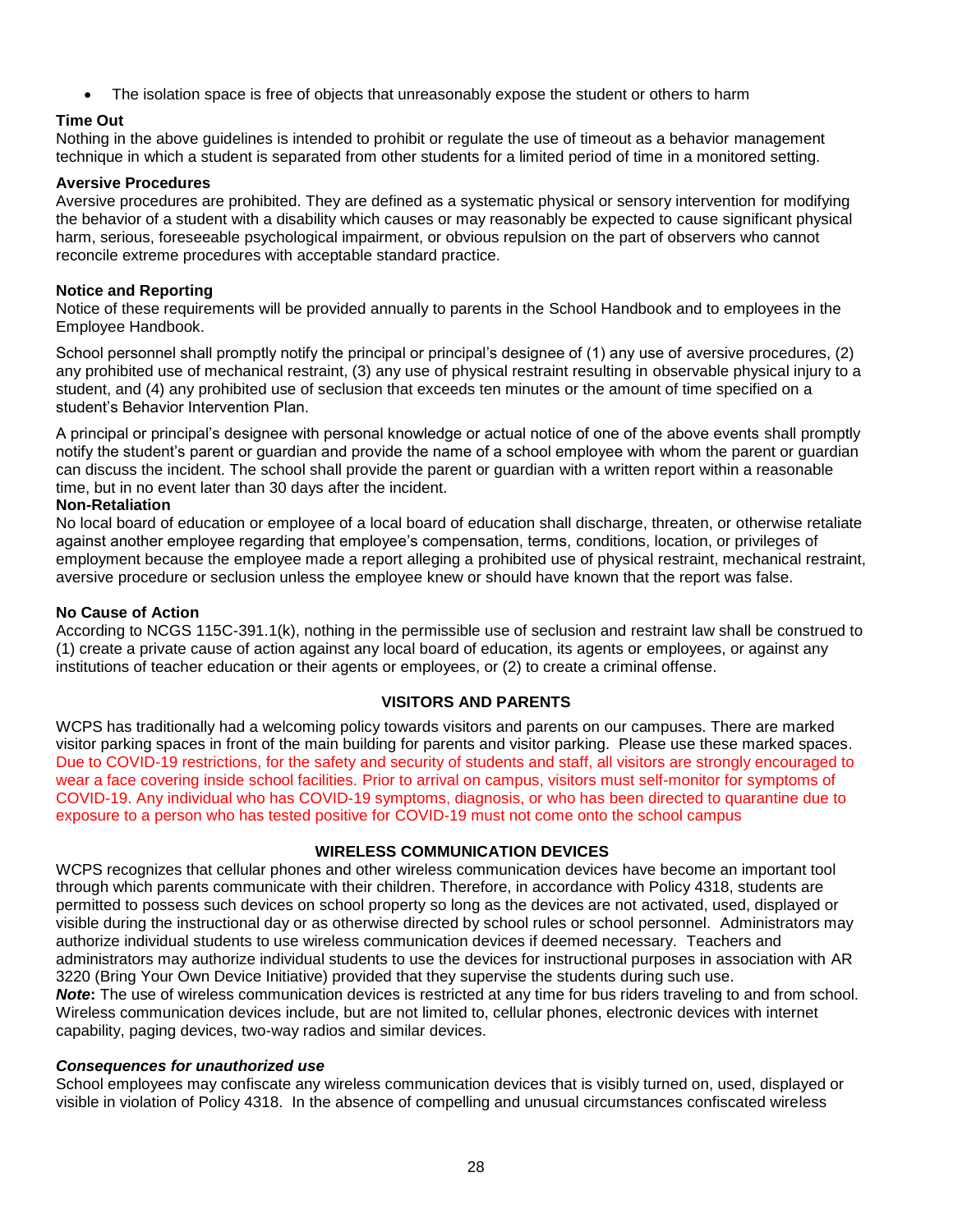- The isolation space is free of objects that unreasonably expose the student or others to harm

**Time Out**
Nothing in the above guidelines is intended to prohibit or regulate the use of timeout as a behavior management technique in which a student is separated from other students for a limited period of time in a monitored setting.

**Aversive Procedures**
Aversive procedures are prohibited. They are defined as a systematic physical or sensory intervention for modifying the behavior of a student with a disability which causes or may reasonably be expected to cause significant physical harm, serious, foreseeable psychological impairment, or obvious repulsion on the part of observers who cannot reconcile extreme procedures with acceptable standard practice.

**Notice and Reporting**
Notice of these requirements will be provided annually to parents in the School Handbook and to employees in the Employee Handbook.

School personnel shall promptly notify the principal or principal's designee of (1) any use of aversive procedures, (2) any prohibited use of mechanical restraint, (3) any use of physical restraint resulting in observable physical injury to a student, and (4) any prohibited use of seclusion that exceeds ten minutes or the amount of time specified on a student's Behavior Intervention Plan.

A principal or principal's designee with personal knowledge or actual notice of one of the above events shall promptly notify the student's parent or guardian and provide the name of a school employee with whom the parent or guardian can discuss the incident. The school shall provide the parent or guardian with a written report within a reasonable time, but in no event later than 30 days after the incident.

**Non-Retaliation**
No local board of education or employee of a local board of education shall discharge, threaten, or otherwise retaliate against another employee regarding that employee's compensation, terms, conditions, location, or privileges of employment because the employee made a report alleging a prohibited use of physical restraint, mechanical restraint, aversive procedure or seclusion unless the employee knew or should have known that the report was false.

**No Cause of Action**
According to NCGS 115C-391.1(k), nothing in the permissible use of seclusion and restraint law shall be construed to (1) create a private cause of action against any local board of education, its agents or employees, or against any institutions of teacher education or their agents or employees, or (2) to create a criminal offense.

## VISITORS AND PARENTS

WCPS has traditionally had a welcoming policy towards visitors and parents on our campuses. There are marked visitor parking spaces in front of the main building for parents and visitor parking. Please use these marked spaces. Due to COVID-19 restrictions, for the safety and security of students and staff, all visitors are strongly encouraged to wear a face covering inside school facilities. Prior to arrival on campus, visitors must self-monitor for symptoms of COVID-19. Any individual who has COVID-19 symptoms, diagnosis, or who has been directed to quarantine due to exposure to a person who has tested positive for COVID-19 must not come onto the school campus

## WIRELESS COMMUNICATION DEVICES

WCPS recognizes that cellular phones and other wireless communication devices have become an important tool through which parents communicate with their children. Therefore, in accordance with Policy 4318, students are permitted to possess such devices on school property so long as the devices are not activated, used, displayed or visible during the instructional day or as otherwise directed by school rules or school personnel. Administrators may authorize individual students to use wireless communication devices if deemed necessary. Teachers and administrators may authorize individual students to use the devices for instructional purposes in association with AR 3220 (Bring Your Own Device Initiative) provided that they supervise the students during such use.
***Note*:** The use of wireless communication devices is restricted at any time for bus riders traveling to and from school. Wireless communication devices include, but are not limited to, cellular phones, electronic devices with internet capability, paging devices, two-way radios and similar devices.

***Consequences for unauthorized use***
School employees may confiscate any wireless communication devices that is visibly turned on, used, displayed or visible in violation of Policy 4318. In the absence of compelling and unusual circumstances confiscated wireless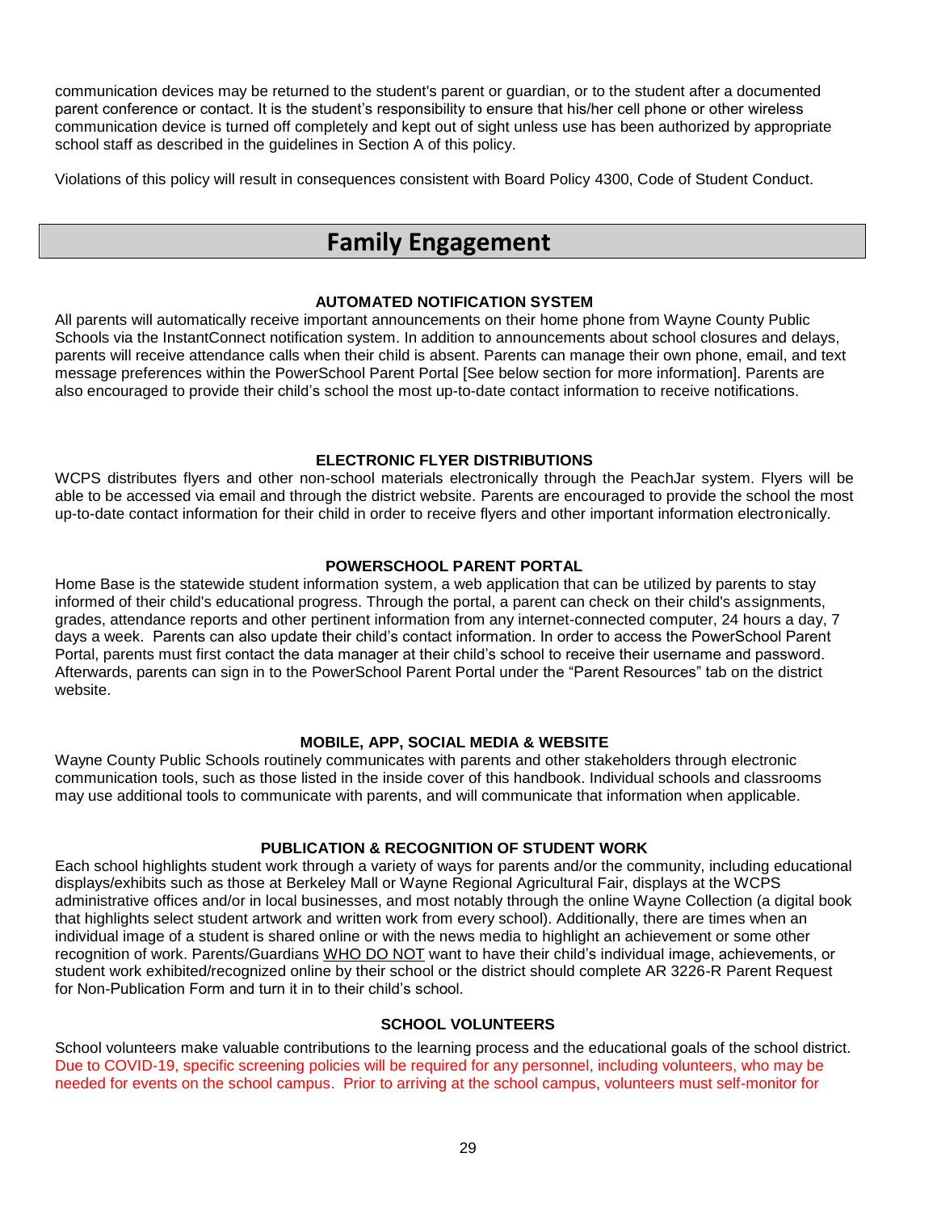communication devices may be returned to the student's parent or guardian, or to the student after a documented parent conference or contact. It is the student's responsibility to ensure that his/her cell phone or other wireless communication device is turned off completely and kept out of sight unless use has been authorized by appropriate school staff as described in the guidelines in Section A of this policy.

Violations of this policy will result in consequences consistent with Board Policy 4300, Code of Student Conduct.

# Family Engagement

### AUTOMATED NOTIFICATION SYSTEM

All parents will automatically receive important announcements on their home phone from Wayne County Public Schools via the InstantConnect notification system. In addition to announcements about school closures and delays, parents will receive attendance calls when their child is absent. Parents can manage their own phone, email, and text message preferences within the PowerSchool Parent Portal [See below section for more information]. Parents are also encouraged to provide their child's school the most up-to-date contact information to receive notifications.

### ELECTRONIC FLYER DISTRIBUTIONS

WCPS distributes flyers and other non-school materials electronically through the PeachJar system. Flyers will be able to be accessed via email and through the district website. Parents are encouraged to provide the school the most up-to-date contact information for their child in order to receive flyers and other important information electronically.

### POWERSCHOOL PARENT PORTAL

Home Base is the statewide student information system, a web application that can be utilized by parents to stay informed of their child's educational progress. Through the portal, a parent can check on their child's assignments, grades, attendance reports and other pertinent information from any internet-connected computer, 24 hours a day, 7 days a week. Parents can also update their child's contact information. In order to access the PowerSchool Parent Portal, parents must first contact the data manager at their child's school to receive their username and password. Afterwards, parents can sign in to the PowerSchool Parent Portal under the "Parent Resources" tab on the district website.

### MOBILE, APP, SOCIAL MEDIA & WEBSITE

Wayne County Public Schools routinely communicates with parents and other stakeholders through electronic communication tools, such as those listed in the inside cover of this handbook. Individual schools and classrooms may use additional tools to communicate with parents, and will communicate that information when applicable.

### PUBLICATION & RECOGNITION OF STUDENT WORK

Each school highlights student work through a variety of ways for parents and/or the community, including educational displays/exhibits such as those at Berkeley Mall or Wayne Regional Agricultural Fair, displays at the WCPS administrative offices and/or in local businesses, and most notably through the online Wayne Collection (a digital book that highlights select student artwork and written work from every school). Additionally, there are times when an individual image of a student is shared online or with the news media to highlight an achievement or some other recognition of work. Parents/Guardians WHO DO NOT want to have their child's individual image, achievements, or student work exhibited/recognized online by their school or the district should complete AR 3226-R Parent Request for Non-Publication Form and turn it in to their child's school.

### SCHOOL VOLUNTEERS

School volunteers make valuable contributions to the learning process and the educational goals of the school district. Due to COVID-19, specific screening policies will be required for any personnel, including volunteers, who may be needed for events on the school campus. Prior to arriving at the school campus, volunteers must self-monitor for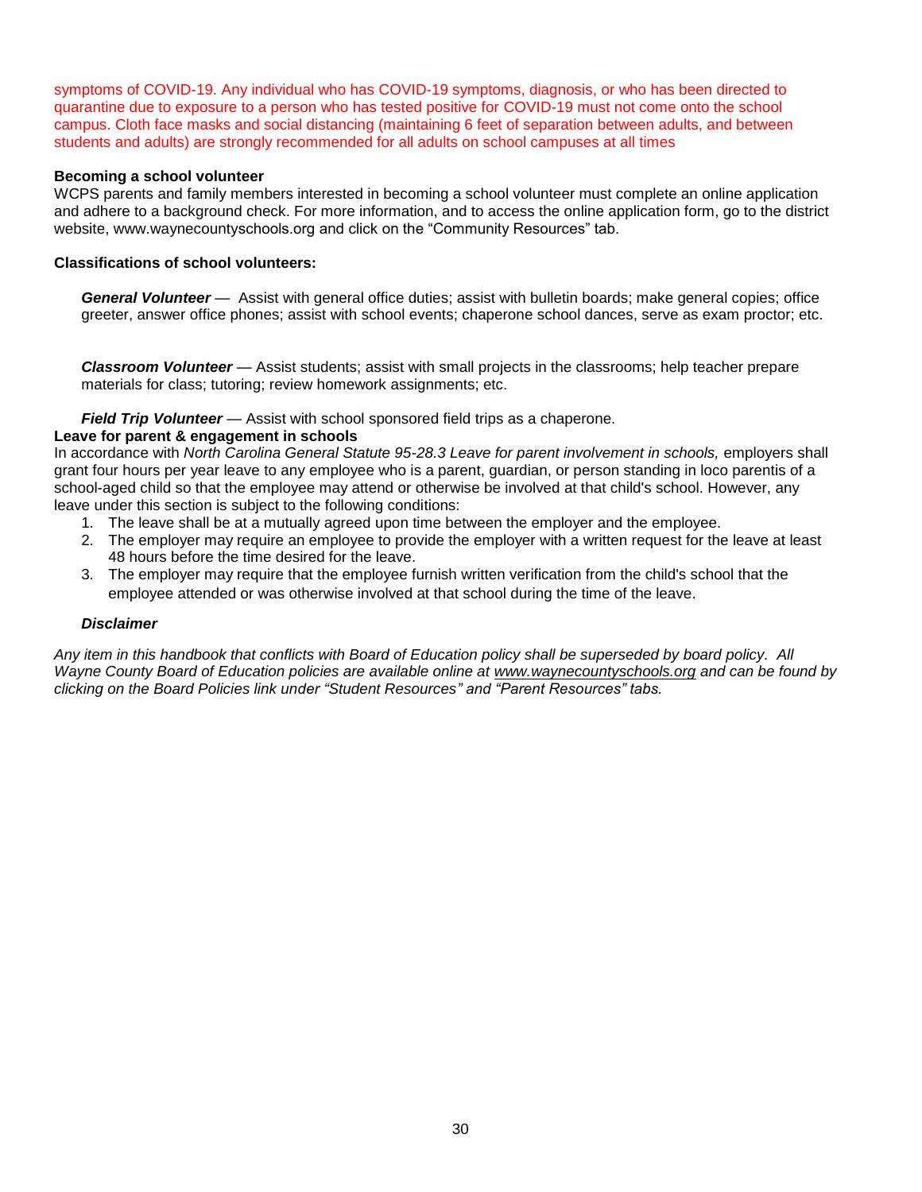symptoms of COVID-19. Any individual who has COVID-19 symptoms, diagnosis, or who has been directed to quarantine due to exposure to a person who has tested positive for COVID-19 must not come onto the school campus. Cloth face masks and social distancing (maintaining 6 feet of separation between adults, and between students and adults) are strongly recommended for all adults on school campuses at all times

**Becoming a school volunteer**

WCPS parents and family members interested in becoming a school volunteer must complete an online application and adhere to a background check. For more information, and to access the online application form, go to the district website, www.waynecountyschools.org and click on the "Community Resources" tab.

**Classifications of school volunteers:**

***General Volunteer*** — Assist with general office duties; assist with bulletin boards; make general copies; office greeter, answer office phones; assist with school events; chaperone school dances, serve as exam proctor; etc.

***Classroom Volunteer*** — Assist students; assist with small projects in the classrooms; help teacher prepare materials for class; tutoring; review homework assignments; etc.

***Field Trip Volunteer*** — Assist with school sponsored field trips as a chaperone.

**Leave for parent & engagement in schools**

In accordance with *North Carolina General Statute 95-28.3 Leave for parent involvement in schools,* employers shall grant four hours per year leave to any employee who is a parent, guardian, or person standing in loco parentis of a school-aged child so that the employee may attend or otherwise be involved at that child's school. However, any leave under this section is subject to the following conditions:

1. The leave shall be at a mutually agreed upon time between the employer and the employee.
2. The employer may require an employee to provide the employer with a written request for the leave at least 48 hours before the time desired for the leave.
3. The employer may require that the employee furnish written verification from the child's school that the employee attended or was otherwise involved at that school during the time of the leave.

***Disclaimer***

*Any item in this handbook that conflicts with Board of Education policy shall be superseded by board policy. All Wayne County Board of Education policies are available online at www.waynecountyschools.org and can be found by clicking on the Board Policies link under "Student Resources" and "Parent Resources" tabs.*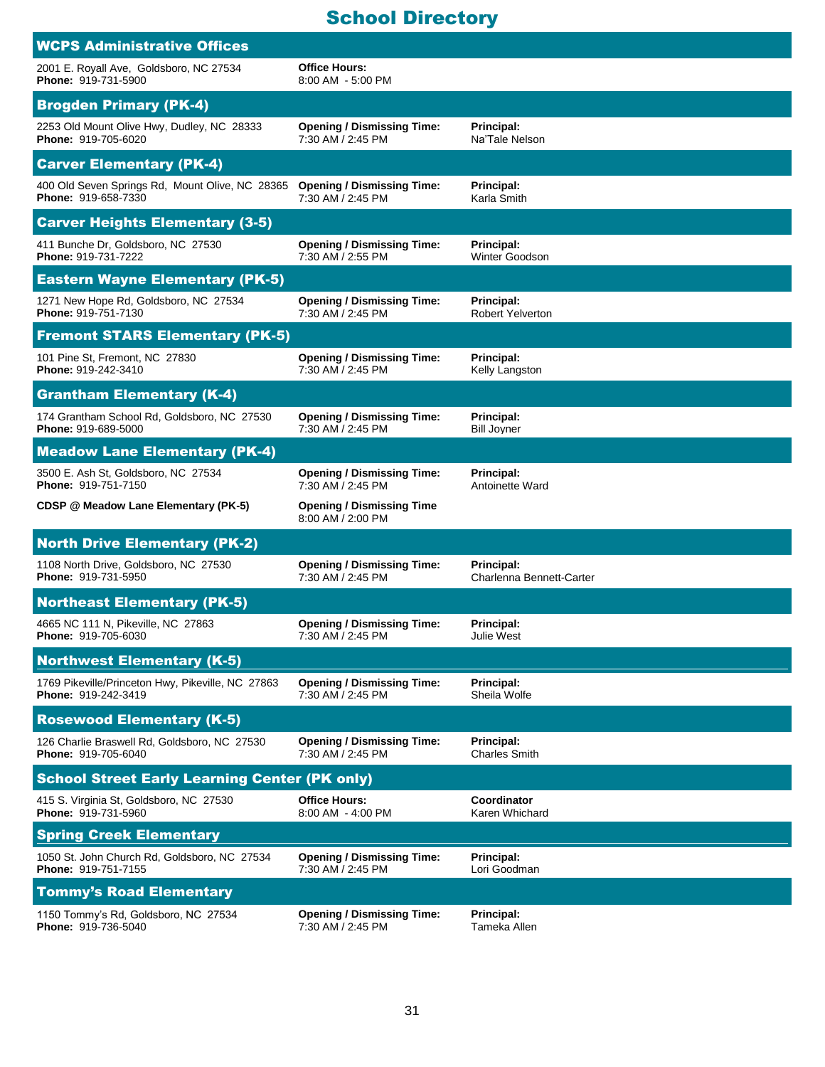# School Directory

## WCPS Administrative Offices

2001 E. Royall Ave, Goldsboro, NC 27534
**Phone:** 919-731-5900

**Office Hours:**
8:00 AM - 5:00 PM

## Brogden Primary (PK-4)

2253 Old Mount Olive Hwy, Dudley, NC 28333
**Phone:** 919-705-6020

**Opening / Dismissing Time:**
7:30 AM / 2:45 PM

**Principal:**
Na'Tale Nelson

## Carver Elementary (PK-4)

400 Old Seven Springs Rd, Mount Olive, NC 28365
**Phone:** 919-658-7330

**Opening / Dismissing Time:**
7:30 AM / 2:45 PM

**Principal:**
Karla Smith

## Carver Heights Elementary (3-5)

411 Bunche Dr, Goldsboro, NC 27530
**Phone:** 919-731-7222

**Opening / Dismissing Time:**
7:30 AM / 2:55 PM

**Principal:**
Winter Goodson

## Eastern Wayne Elementary (PK-5)

1271 New Hope Rd, Goldsboro, NC 27534
**Phone:** 919-751-7130

**Opening / Dismissing Time:**
7:30 AM / 2:45 PM

**Principal:**
Robert Yelverton

## Fremont STARS Elementary (PK-5)

101 Pine St, Fremont, NC 27830
**Phone:** 919-242-3410

**Opening / Dismissing Time:**
7:30 AM / 2:45 PM

**Principal:**
Kelly Langston

## Grantham Elementary (K-4)

174 Grantham School Rd, Goldsboro, NC 27530
**Phone:** 919-689-5000

**Opening / Dismissing Time:**
7:30 AM / 2:45 PM

**Principal:**
Bill Joyner

## Meadow Lane Elementary (PK-4)

3500 E. Ash St, Goldsboro, NC 27534
**Phone:** 919-751-7150

**Opening / Dismissing Time:**
7:30 AM / 2:45 PM

**Principal:**
Antoinette Ward

**CDSP @ Meadow Lane Elementary (PK-5)**

**Opening / Dismissing Time**
8:00 AM / 2:00 PM

## North Drive Elementary (PK-2)

1108 North Drive, Goldsboro, NC 27530
**Phone:** 919-731-5950

**Opening / Dismissing Time:**
7:30 AM / 2:45 PM

**Principal:**
Charlenna Bennett-Carter

## Northeast Elementary (PK-5)

4665 NC 111 N, Pikeville, NC 27863
**Phone:** 919-705-6030

**Opening / Dismissing Time:**
7:30 AM / 2:45 PM

**Principal:**
Julie West

## Northwest Elementary (K-5)

1769 Pikeville/Princeton Hwy, Pikeville, NC 27863
**Phone:** 919-242-3419

**Opening / Dismissing Time:**
7:30 AM / 2:45 PM

**Principal:**
Sheila Wolfe

## Rosewood Elementary (K-5)

126 Charlie Braswell Rd, Goldsboro, NC 27530
**Phone:** 919-705-6040

**Opening / Dismissing Time:**
7:30 AM / 2:45 PM

**Principal:**
Charles Smith

## School Street Early Learning Center (PK only)

415 S. Virginia St, Goldsboro, NC 27530
**Phone:** 919-731-5960

**Office Hours:**
8:00 AM - 4:00 PM

**Coordinator**
Karen Whichard

## Spring Creek Elementary

1050 St. John Church Rd, Goldsboro, NC 27534
**Phone:** 919-751-7155

**Opening / Dismissing Time:**
7:30 AM / 2:45 PM

**Principal:**
Lori Goodman

## Tommy's Road Elementary

1150 Tommy's Rd, Goldsboro, NC 27534
**Phone:** 919-736-5040

**Opening / Dismissing Time:**
7:30 AM / 2:45 PM

**Principal:**
Tameka Allen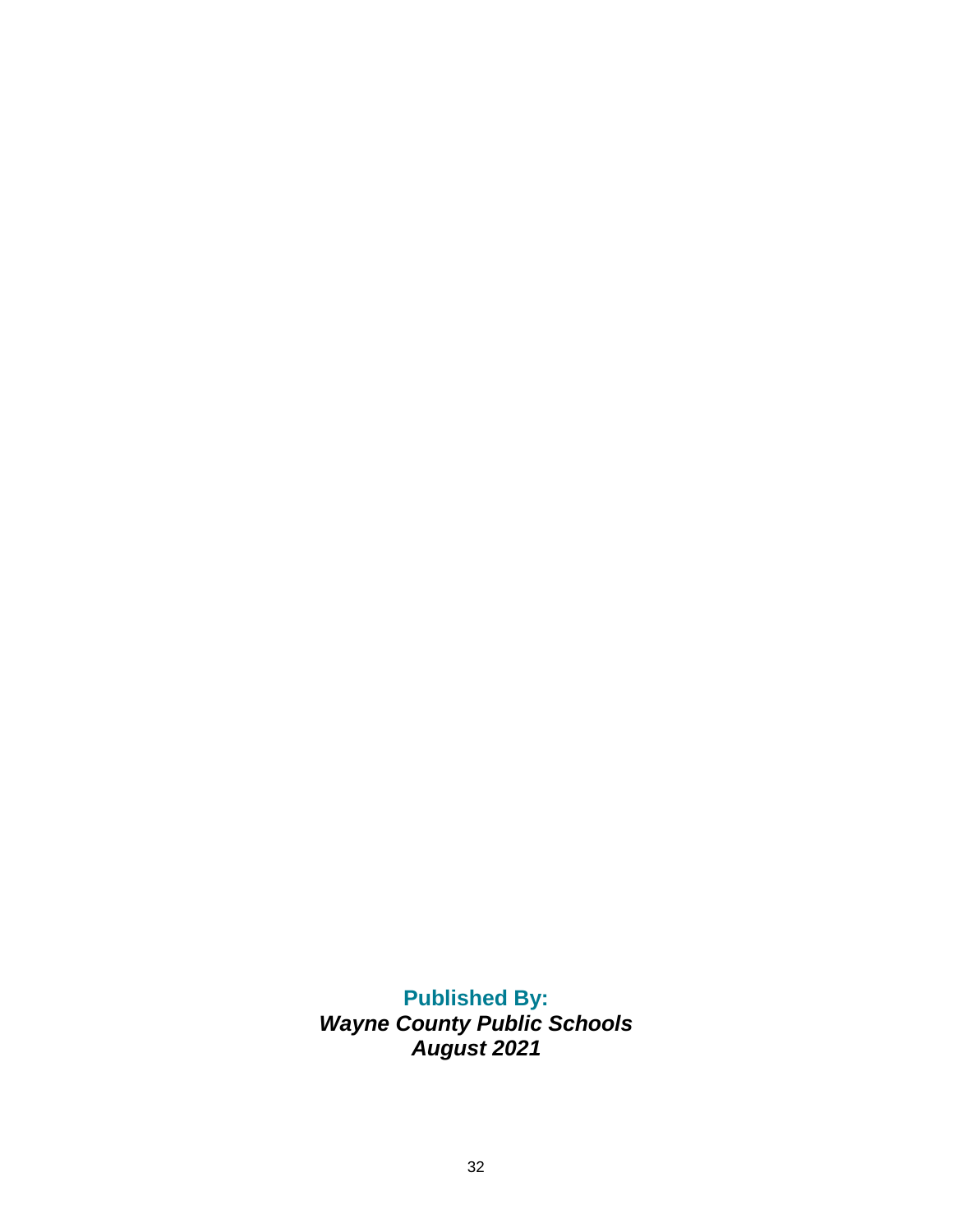**Published By:**
***Wayne County Public Schools***
***August 2021***